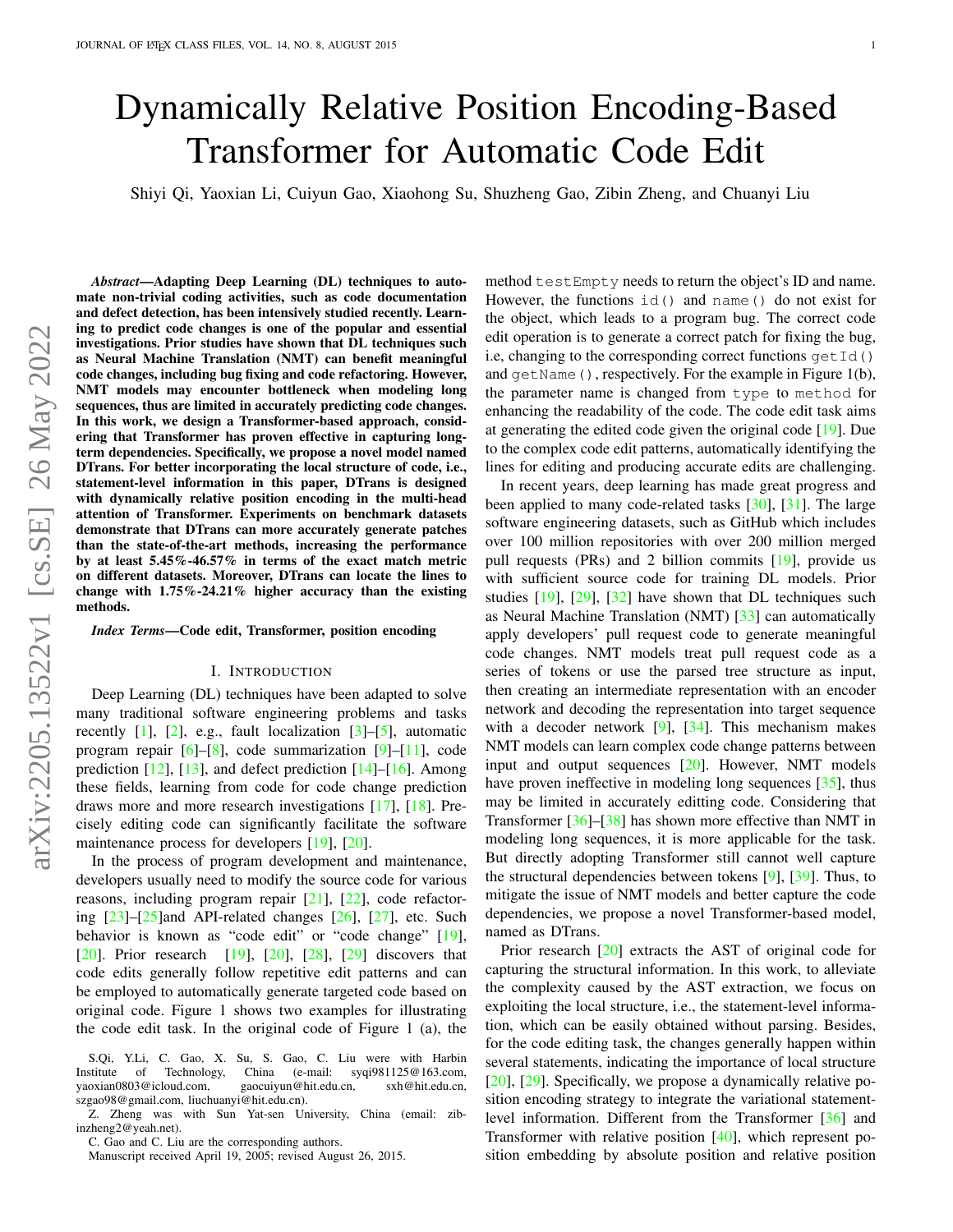# Dynamically Relative Position Encoding-Based Transformer for Automatic Code Edit

Shiyi Qi, Yaoxian Li, Cuiyun Gao, Xiaohong Su, Shuzheng Gao, Zibin Zheng, and Chuanyi Liu

***Abstract*—Adapting Deep Learning (DL) techniques to automate non-trivial coding activities, such as code documentation and defect detection, has been intensively studied recently. Learning to predict code changes is one of the popular and essential investigations. Prior studies have shown that DL techniques such as Neural Machine Translation (NMT) can benefit meaningful code changes, including bug fixing and code refactoring. However, NMT models may encounter bottleneck when modeling long sequences, thus are limited in accurately predicting code changes. In this work, we design a Transformer-based approach, considering that Transformer has proven effective in capturing long-term dependencies. Specifically, we propose a novel model named DTrans. For better incorporating the local structure of code, i.e., statement-level information in this paper, DTrans is designed with dynamically relative position encoding in the multi-head attention of Transformer. Experiments on benchmark datasets demonstrate that DTrans can more accurately generate patches than the state-of-the-art methods, increasing the performance by at least 5.45%-46.57% in terms of the exact match metric on different datasets. Moreover, DTrans can locate the lines to change with 1.75%-24.21% higher accuracy than the existing methods.**

***Index Terms*—Code edit, Transformer, position encoding**

## I. Introduction

Deep Learning (DL) techniques have been adapted to solve many traditional software engineering problems and tasks recently [1], [2], e.g., fault localization [3]–[5], automatic program repair [6]–[8], code summarization [9]–[11], code prediction [12], [13], and defect prediction [14]–[16]. Among these fields, learning from code for code change prediction draws more and more research investigations [17], [18]. Precisely editing code can significantly facilitate the software maintenance process for developers [19], [20].

In the process of program development and maintenance, developers usually need to modify the source code for various reasons, including program repair [21], [22], code refactoring [23]–[25]and API-related changes [26], [27], etc. Such behavior is known as "code edit" or "code change" [19], [20]. Prior research [19], [20], [28], [29] discovers that code edits generally follow repetitive edit patterns and can be employed to automatically generate targeted code based on original code. Figure 1 shows two examples for illustrating the code edit task. In the original code of Figure 1 (a), the method `testEmpty` needs to return the object's ID and name. However, the functions `id()` and `name()` do not exist for the object, which leads to a program bug. The correct code edit operation is to generate a correct patch for fixing the bug, i.e, changing to the corresponding correct functions `getId()` and `getName()`, respectively. For the example in Figure 1(b), the parameter name is changed from `type` to `method` for enhancing the readability of the code. The code edit task aims at generating the edited code given the original code [19]. Due to the complex code edit patterns, automatically identifying the lines for editing and producing accurate edits are challenging.

In recent years, deep learning has made great progress and been applied to many code-related tasks [30], [31]. The large software engineering datasets, such as GitHub which includes over 100 million repositories with over 200 million merged pull requests (PRs) and 2 billion commits [19], provide us with sufficient source code for training DL models. Prior studies [19], [29], [32] have shown that DL techniques such as Neural Machine Translation (NMT) [33] can automatically apply developers' pull request code to generate meaningful code changes. NMT models treat pull request code as a series of tokens or use the parsed tree structure as input, then creating an intermediate representation with an encoder network and decoding the representation into target sequence with a decoder network [9], [34]. This mechanism makes NMT models can learn complex code change patterns between input and output sequences [20]. However, NMT models have proven ineffective in modeling long sequences [35], thus may be limited in accurately editting code. Considering that Transformer [36]–[38] has shown more effective than NMT in modeling long sequences, it is more applicable for the task. But directly adopting Transformer still cannot well capture the structural dependencies between tokens [9], [39]. Thus, to mitigate the issue of NMT models and better capture the code dependencies, we propose a novel Transformer-based model, named as DTrans.

Prior research [20] extracts the AST of original code for capturing the structural information. In this work, to alleviate the complexity caused by the AST extraction, we focus on exploiting the local structure, i.e., the statement-level information, which can be easily obtained without parsing. Besides, for the code editing task, the changes generally happen within several statements, indicating the importance of local structure [20], [29]. Specifically, we propose a dynamically relative position encoding strategy to integrate the variational statement-level information. Different from the Transformer [36] and Transformer with relative position [40], which represent position embedding by absolute position and relative position

S.Qi, Y.Li, C. Gao, X. Su, S. Gao, C. Liu were with Harbin Institute of Technology, China (e-mail: syqi981125@163.com, yaoxian0803@icloud.com, gaocuiyun@hit.edu.cn, sxh@hit.edu.cn, szgao98@gmail.com, liuchuanyi@hit.edu.cn).

Z. Zheng was with Sun Yat-sen University, China (email: zibinzheng2@yeah.net).

C. Gao and C. Liu are the corresponding authors.

Manuscript received April 19, 2005; revised August 26, 2015.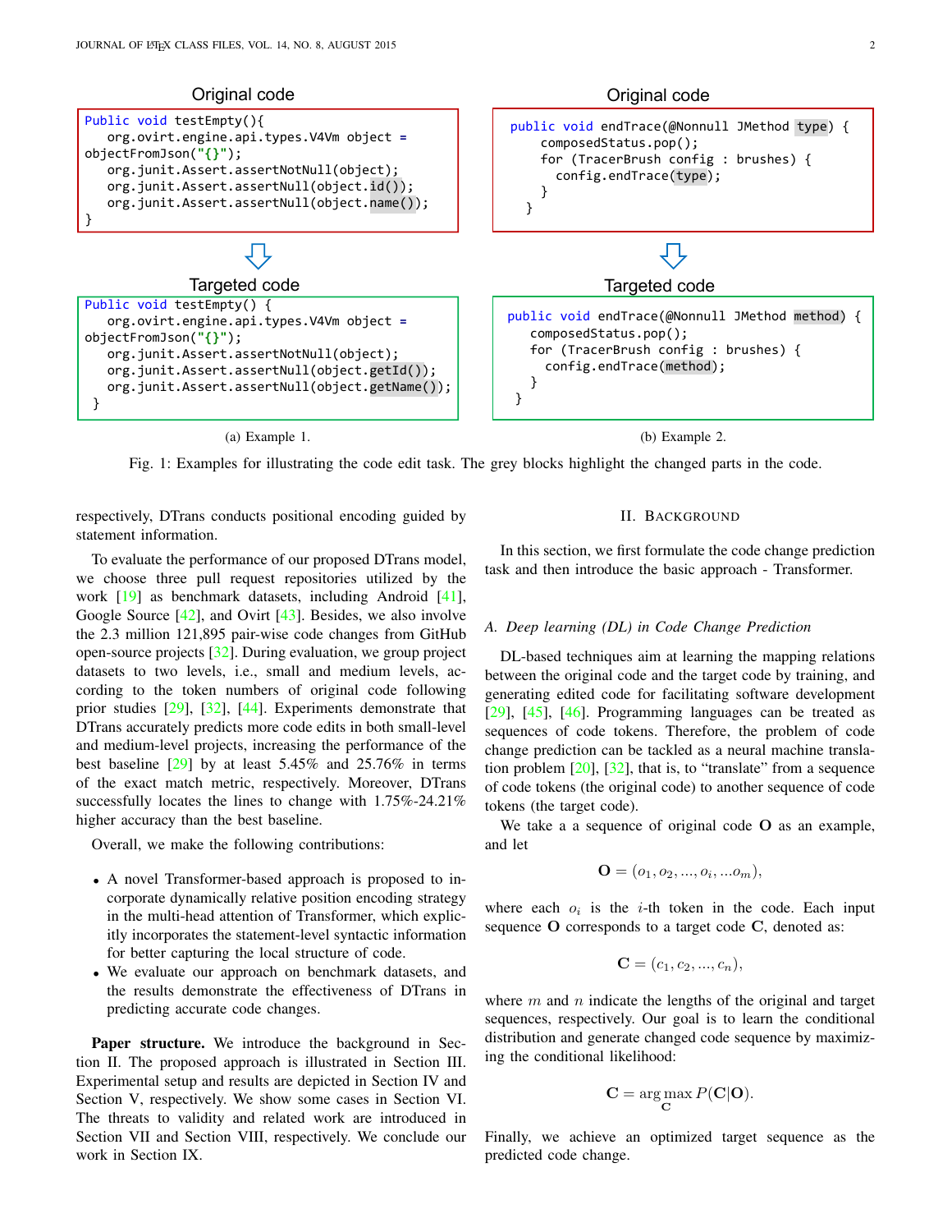Original code

```java
Public void testEmpty(){
    org.ovirt.engine.api.types.V4Vm object =
objectFromJson("{}");
    org.junit.Assert.assertNotNull(object);
    org.junit.Assert.assertNull(object.id());
    org.junit.Assert.assertNull(object.name());
}
```

Targeted code

```java
Public void testEmpty() {
    org.ovirt.engine.api.types.V4Vm object =
objectFromJson("{}");
    org.junit.Assert.assertNotNull(object);
    org.junit.Assert.assertNull(object.getId());
    org.junit.Assert.assertNull(object.getName());
 }
```

(a) Example 1.

Original code

```java
public void endTrace(@Nonnull JMethod type) {
    composedStatus.pop();
    for (TracerBrush config : brushes) {
      config.endTrace(type);
    }
  }
```

Targeted code

```java
public void endTrace(@Nonnull JMethod method) {
   composedStatus.pop();
   for (TracerBrush config : brushes) {
     config.endTrace(method);
   }
 }
```

(b) Example 2.

Fig. 1: Examples for illustrating the code edit task. The grey blocks highlight the changed parts in the code.

respectively, DTrans conducts positional encoding guided by statement information.

To evaluate the performance of our proposed DTrans model, we choose three pull request repositories utilized by the work [19] as benchmark datasets, including Android [41], Google Source [42], and Ovirt [43]. Besides, we also involve the 2.3 million 121,895 pair-wise code changes from GitHub open-source projects [32]. During evaluation, we group project datasets to two levels, i.e., small and medium levels, according to the token numbers of original code following prior studies [29], [32], [44]. Experiments demonstrate that DTrans accurately predicts more code edits in both small-level and medium-level projects, increasing the performance of the best baseline [29] by at least 5.45% and 25.76% in terms of the exact match metric, respectively. Moreover, DTrans successfully locates the lines to change with 1.75%-24.21% higher accuracy than the best baseline.

Overall, we make the following contributions:

- A novel Transformer-based approach is proposed to incorporate dynamically relative position encoding strategy in the multi-head attention of Transformer, which explicitly incorporates the statement-level syntactic information for better capturing the local structure of code.
- We evaluate our approach on benchmark datasets, and the results demonstrate the effectiveness of DTrans in predicting accurate code changes.

**Paper structure.** We introduce the background in Section II. The proposed approach is illustrated in Section III. Experimental setup and results are depicted in Section IV and Section V, respectively. We show some cases in Section VI. The threats to validity and related work are introduced in Section VII and Section VIII, respectively. We conclude our work in Section IX.

## II. Background

In this section, we first formulate the code change prediction task and then introduce the basic approach - Transformer.

### A. Deep learning (DL) in Code Change Prediction

DL-based techniques aim at learning the mapping relations between the original code and the target code by training, and generating edited code for facilitating software development [29], [45], [46]. Programming languages can be treated as sequences of code tokens. Therefore, the problem of code change prediction can be tackled as a neural machine translation problem [20], [32], that is, to "translate" from a sequence of code tokens (the original code) to another sequence of code tokens (the target code).

We take a a sequence of original code $\mathbf{O}$ as an example, and let

$$\mathbf{O} = (o_1, o_2, ..., o_i, ...o_m),$$

where each $o_i$ is the $i$-th token in the code. Each input sequence $\mathbf{O}$ corresponds to a target code $\mathbf{C}$, denoted as:

$$\mathbf{C} = (c_1, c_2, ..., c_n),$$

where $m$ and $n$ indicate the lengths of the original and target sequences, respectively. Our goal is to learn the conditional distribution and generate changed code sequence by maximizing the conditional likelihood:

$$\mathbf{C} = \arg\max_{\mathbf{C}} P(\mathbf{C}|\mathbf{O}).$$

Finally, we achieve an optimized target sequence as the predicted code change.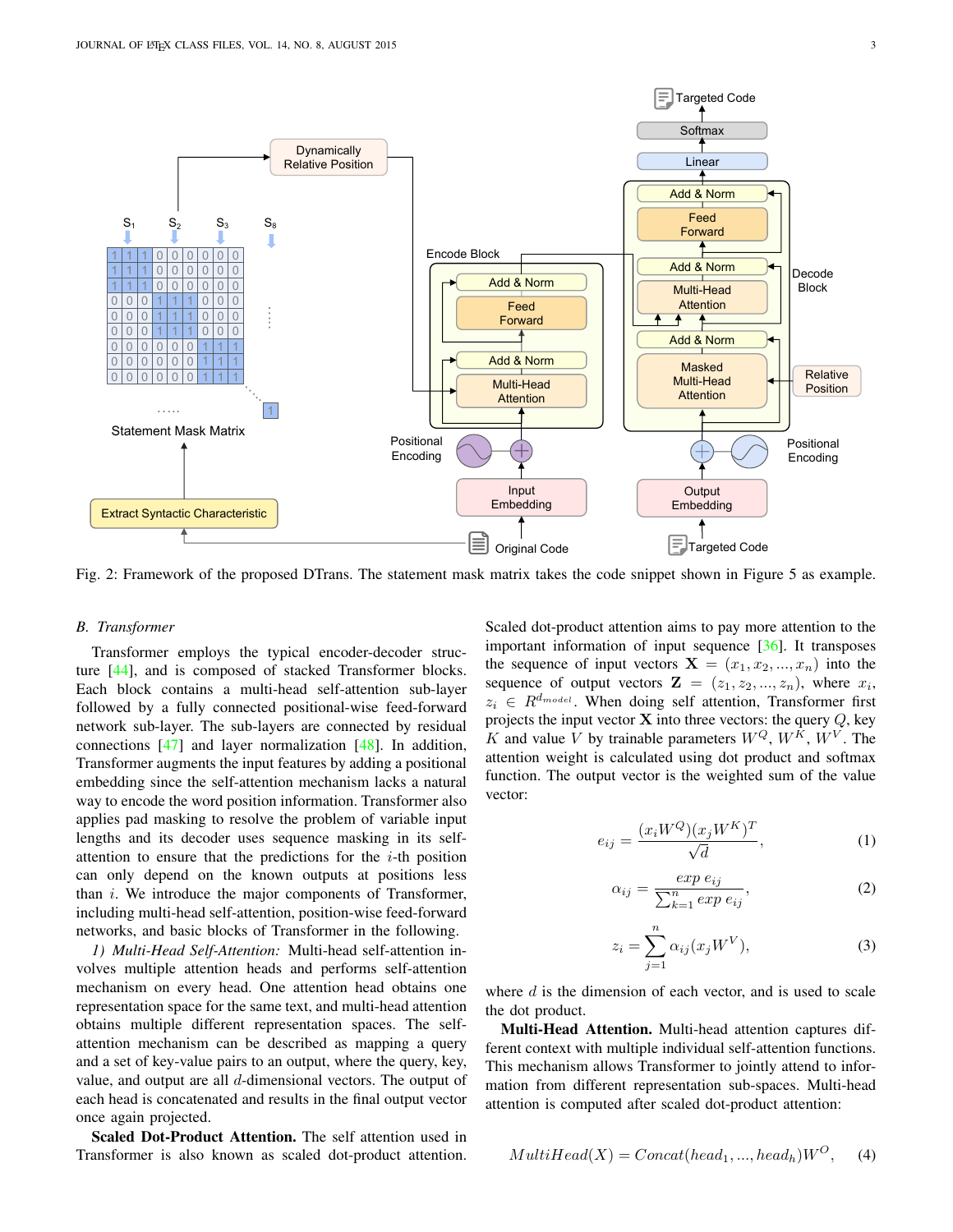Fig. 2: Framework of the proposed DTrans. The statement mask matrix takes the code snippet shown in Figure 5 as example.

### B. Transformer

Transformer employs the typical encoder-decoder structure [44], and is composed of stacked Transformer blocks. Each block contains a multi-head self-attention sub-layer followed by a fully connected positional-wise feed-forward network sub-layer. The sub-layers are connected by residual connections [47] and layer normalization [48]. In addition, Transformer augments the input features by adding a positional embedding since the self-attention mechanism lacks a natural way to encode the word position information. Transformer also applies pad masking to resolve the problem of variable input lengths and its decoder uses sequence masking in its self-attention to ensure that the predictions for the $i$-th position can only depend on the known outputs at positions less than $i$. We introduce the major components of Transformer, including multi-head self-attention, position-wise feed-forward networks, and basic blocks of Transformer in the following.

*1) Multi-Head Self-Attention:* Multi-head self-attention involves multiple attention heads and performs self-attention mechanism on every head. One attention head obtains one representation space for the same text, and multi-head attention obtains multiple different representation spaces. The self-attention mechanism can be described as mapping a query and a set of key-value pairs to an output, where the query, key, value, and output are all $d$-dimensional vectors. The output of each head is concatenated and results in the final output vector once again projected.

**Scaled Dot-Product Attention.** The self attention used in Transformer is also known as scaled dot-product attention. Scaled dot-product attention aims to pay more attention to the important information of input sequence [36]. It transposes the sequence of input vectors $\mathbf{X} = (x_1, x_2, ..., x_n)$ into the sequence of output vectors $\mathbf{Z} = (z_1, z_2, ..., z_n)$, where $x_i$, $z_i \in R^{d_{model}}$. When doing self attention, Transformer first projects the input vector $\mathbf{X}$ into three vectors: the query $Q$, key $K$ and value $V$ by trainable parameters $W^Q$, $W^K$, $W^V$. The attention weight is calculated using dot product and softmax function. The output vector is the weighted sum of the value vector:

$$e_{ij} = \frac{(x_i W^Q)(x_j W^K)^T}{\sqrt{d}}, \tag{1}$$

$$\alpha_{ij} = \frac{exp\ e_{ij}}{\sum_{k=1}^{n} exp\ e_{ij}}, \tag{2}$$

$$z_i = \sum_{j=1}^{n} \alpha_{ij}(x_j W^V), \tag{3}$$

where $d$ is the dimension of each vector, and is used to scale the dot product.

**Multi-Head Attention.** Multi-head attention captures different context with multiple individual self-attention functions. This mechanism allows Transformer to jointly attend to information from different representation sub-spaces. Multi-head attention is computed after scaled dot-product attention:

$$MultiHead(X) = Concat(head_1, ..., head_h)W^O, \tag{4}$$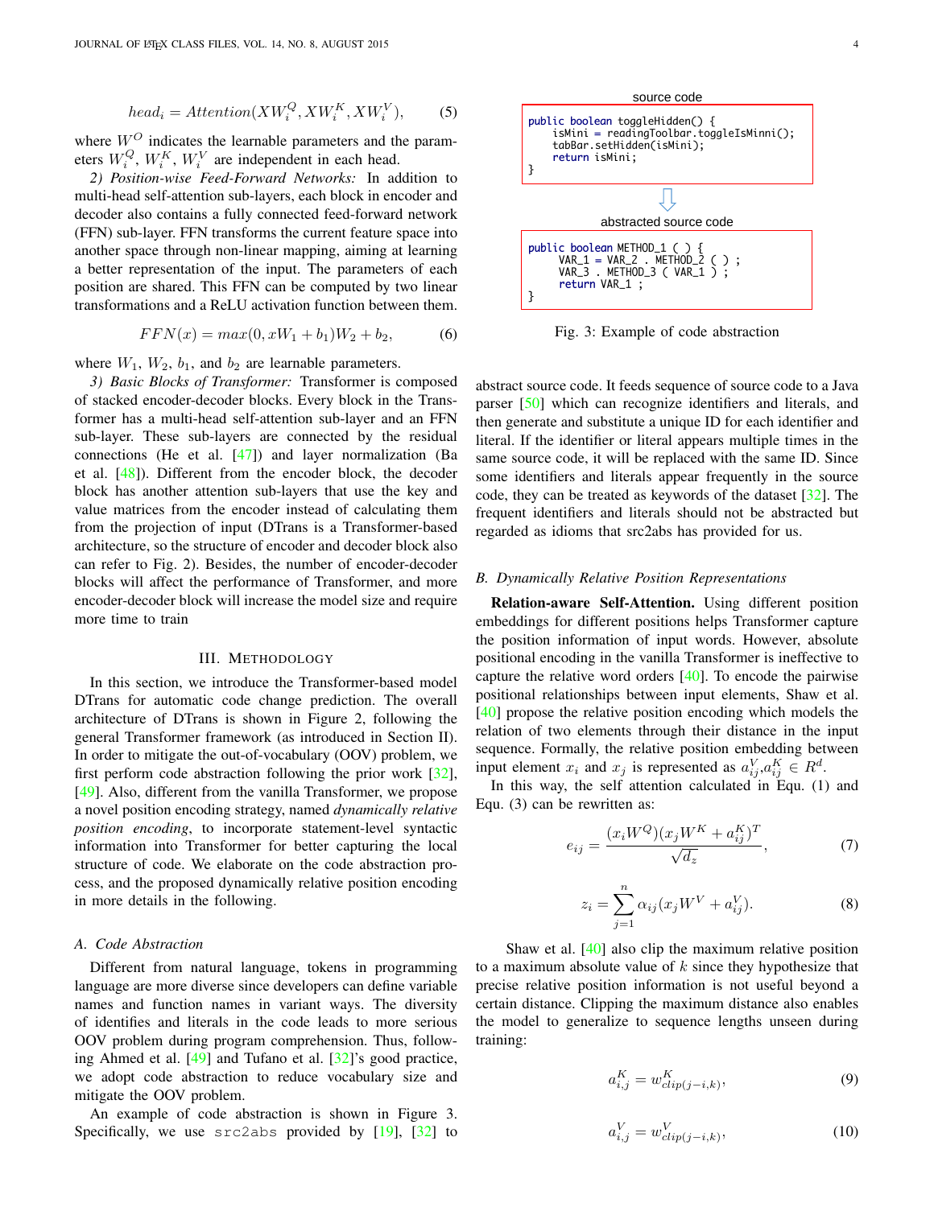$$head_i = Attention(XW_i^Q, XW_i^K, XW_i^V), \quad (5)$$

where $W^O$ indicates the learnable parameters and the parameters $W_i^Q$, $W_i^K$, $W_i^V$ are independent in each head.

*2) Position-wise Feed-Forward Networks:* In addition to multi-head self-attention sub-layers, each block in encoder and decoder also contains a fully connected feed-forward network (FFN) sub-layer. FFN transforms the current feature space into another space through non-linear mapping, aiming at learning a better representation of the input. The parameters of each position are shared. This FFN can be computed by two linear transformations and a ReLU activation function between them.

$$FFN(x) = max(0, xW_1 + b_1)W_2 + b_2, \quad (6)$$

where $W_1$, $W_2$, $b_1$, and $b_2$ are learnable parameters.

*3) Basic Blocks of Transformer:* Transformer is composed of stacked encoder-decoder blocks. Every block in the Transformer has a multi-head self-attention sub-layer and an FFN sub-layer. These sub-layers are connected by the residual connections (He et al. [47]) and layer normalization (Ba et al. [48]). Different from the encoder block, the decoder block has another attention sub-layers that use the key and value matrices from the encoder instead of calculating them from the projection of input (DTrans is a Transformer-based architecture, so the structure of encoder and decoder block also can refer to Fig. 2). Besides, the number of encoder-decoder blocks will affect the performance of Transformer, and more encoder-decoder block will increase the model size and require more time to train

## III. Methodology

In this section, we introduce the Transformer-based model DTrans for automatic code change prediction. The overall architecture of DTrans is shown in Figure 2, following the general Transformer framework (as introduced in Section II). In order to mitigate the out-of-vocabulary (OOV) problem, we first perform code abstraction following the prior work [32], [49]. Also, different from the vanilla Transformer, we propose a novel position encoding strategy, named *dynamically relative position encoding*, to incorporate statement-level syntactic information into Transformer for better capturing the local structure of code. We elaborate on the code abstraction process, and the proposed dynamically relative position encoding in more details in the following.

### A. Code Abstraction

Different from natural language, tokens in programming language are more diverse since developers can define variable names and function names in variant ways. The diversity of identifies and literals in the code leads to more serious OOV problem during program comprehension. Thus, following Ahmed et al. [49] and Tufano et al. [32]'s good practice, we adopt code abstraction to reduce vocabulary size and mitigate the OOV problem.

An example of code abstraction is shown in Figure 3. Specifically, we use `src2abs` provided by [19], [32] to abstract source code. It feeds sequence of source code to a Java parser [50] which can recognize identifiers and literals, and then generate and substitute a unique ID for each identifier and literal. If the identifier or literal appears multiple times in the same source code, it will be replaced with the same ID. Since some identifiers and literals appear frequently in the source code, they can be treated as keywords of the dataset [32]. The frequent identifiers and literals should not be abstracted but regarded as idioms that src2abs has provided for us.

source code

```
public boolean toggleHidden() {
    isMini = readingToolbar.toggleIsMinni();
    tabBar.setHidden(isMini);
    return isMini;
}
```

abstracted source code

```
public boolean METHOD_1 ( ) {
    VAR_1 = VAR_2 . METHOD_2 ( ) ;
    VAR_3 . METHOD_3 ( VAR_1 ) ;
    return VAR_1 ;
}
```

Fig. 3: Example of code abstraction

### B. Dynamically Relative Position Representations

**Relation-aware Self-Attention.** Using different position embeddings for different positions helps Transformer capture the position information of input words. However, absolute positional encoding in the vanilla Transformer is ineffective to capture the relative word orders [40]. To encode the pairwise positional relationships between input elements, Shaw et al. [40] propose the relative position encoding which models the relation of two elements through their distance in the input sequence. Formally, the relative position embedding between input element $x_i$ and $x_j$ is represented as $a_{ij}^V, a_{ij}^K \in R^d$.

In this way, the self attention calculated in Equ. (1) and Equ. (3) can be rewritten as:

$$e_{ij} = \frac{(x_i W^Q)(x_j W^K + a_{ij}^K)^T}{\sqrt{d_z}}, \quad (7)$$

$$z_i = \sum_{j=1}^{n} \alpha_{ij}(x_j W^V + a_{ij}^V). \quad (8)$$

Shaw et al. [40] also clip the maximum relative position to a maximum absolute value of $k$ since they hypothesize that precise relative position information is not useful beyond a certain distance. Clipping the maximum distance also enables the model to generalize to sequence lengths unseen during training:

$$a_{i,j}^K = w_{clip(j-i,k)}^K, \quad (9)$$

$$a_{i,j}^V = w_{clip(j-i,k)}^V, \quad (10)$$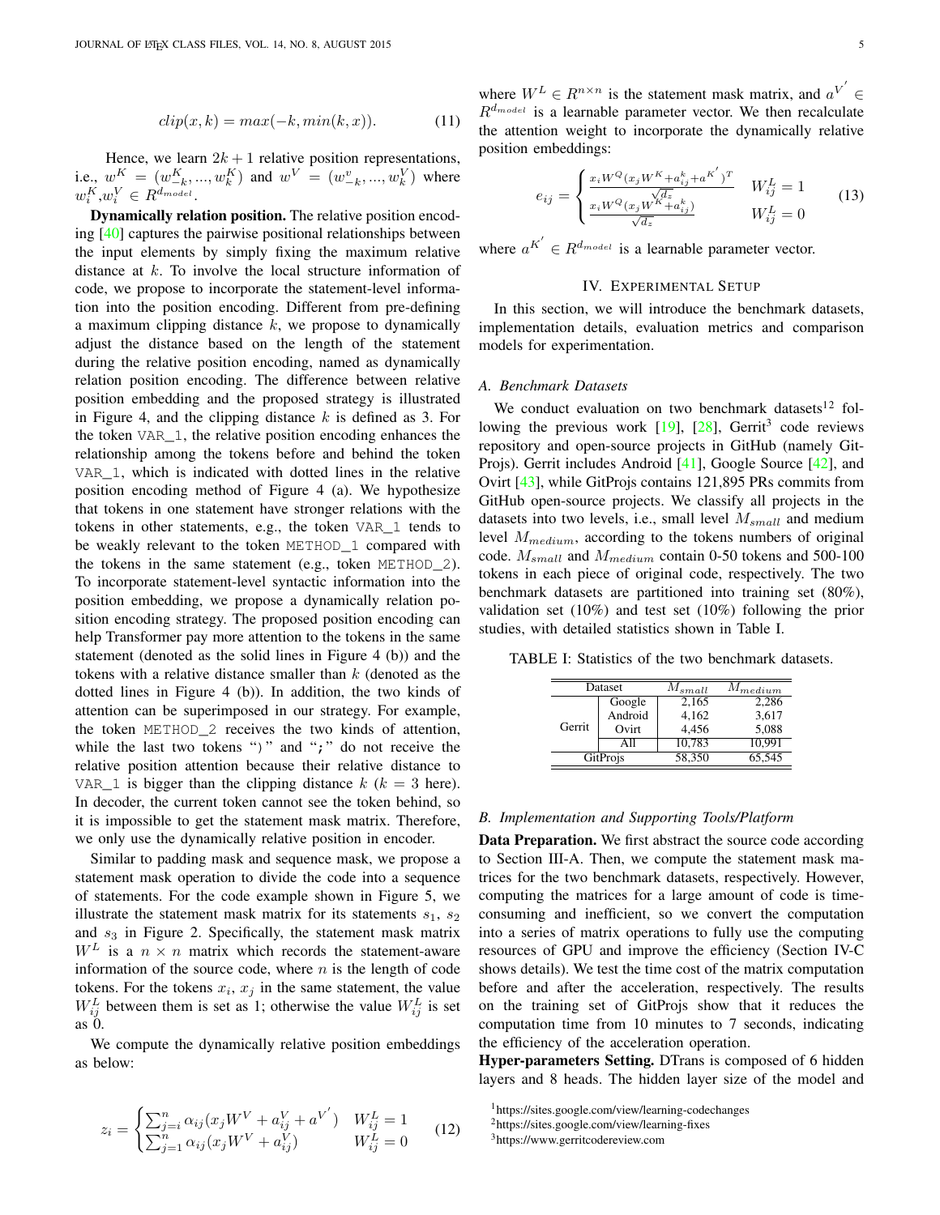$$clip(x,k) = max(-k, min(k,x)). \tag{11}$$

Hence, we learn $2k+1$ relative position representations, i.e., $w^K = (w^K_{-k},...,w^K_k)$ and $w^V = (w^v_{-k},...,w^V_k)$ where $w^K_i$,$w^V_i \in R^{d_{model}}$.

**Dynamically relation position.** The relative position encoding [40] captures the pairwise positional relationships between the input elements by simply fixing the maximum relative distance at $k$. To involve the local structure information of code, we propose to incorporate the statement-level information into the position encoding. Different from pre-defining a maximum clipping distance $k$, we propose to dynamically adjust the distance based on the length of the statement during the relative position encoding, named as dynamically relation position encoding. The difference between relative position embedding and the proposed strategy is illustrated in Figure 4, and the clipping distance $k$ is defined as 3. For the token VAR_1, the relative position encoding enhances the relationship among the tokens before and behind the token VAR_1, which is indicated with dotted lines in the relative position encoding method of Figure 4 (a). We hypothesize that tokens in one statement have stronger relations with the tokens in other statements, e.g., the token VAR_1 tends to be weakly relevant to the token METHOD_1 compared with the tokens in the same statement (e.g., token METHOD_2). To incorporate statement-level syntactic information into the position embedding, we propose a dynamically relation position encoding strategy. The proposed position encoding can help Transformer pay more attention to the tokens in the same statement (denoted as the solid lines in Figure 4 (b)) and the tokens with a relative distance smaller than $k$ (denoted as the dotted lines in Figure 4 (b)). In addition, the two kinds of attention can be superimposed in our strategy. For example, the token METHOD_2 receives the two kinds of attention, while the last two tokens ")" and ";" do not receive the relative position attention because their relative distance to VAR_1 is bigger than the clipping distance $k$ ($k=3$ here). In decoder, the current token cannot see the token behind, so it is impossible to get the statement mask matrix. Therefore, we only use the dynamically relative position in encoder.

Similar to padding mask and sequence mask, we propose a statement mask operation to divide the code into a sequence of statements. For the code example shown in Figure 5, we illustrate the statement mask matrix for its statements $s_1$, $s_2$ and $s_3$ in Figure 2. Specifically, the statement mask matrix $W^L$ is a $n \times n$ matrix which records the statement-aware information of the source code, where $n$ is the length of code tokens. For the tokens $x_i$, $x_j$ in the same statement, the value $W^L_{ij}$ between them is set as 1; otherwise the value $W^L_{ij}$ is set as 0.

We compute the dynamically relative position embeddings as below:

$$z_i = \begin{cases} \sum_{j=i}^{n} \alpha_{ij}(x_j W^V + a^V_{ij} + a^{V'}) & W^L_{ij} = 1 \\ \sum_{j=1}^{n} \alpha_{ij}(x_j W^V + a^V_{ij}) & W^L_{ij} = 0 \end{cases} \tag{12}$$

where $W^L \in R^{n \times n}$ is the statement mask matrix, and $a^{V'} \in R^{d_{model}}$ is a learnable parameter vector. We then recalculate the attention weight to incorporate the dynamically relative position embeddings:

$$e_{ij} = \begin{cases} \frac{x_i W^Q (x_j W^K + a^k_{ij} + a^{K'})^T}{\sqrt{d_z}} & W^L_{ij} = 1 \\ \frac{x_i W^Q (x_j W^K + a^k_{ij})}{\sqrt{d_z}} & W^L_{ij} = 0 \end{cases} \tag{13}$$

where $a^{K'} \in R^{d_{model}}$ is a learnable parameter vector.

## IV. Experimental Setup

In this section, we will introduce the benchmark datasets, implementation details, evaluation metrics and comparison models for experimentation.

### A. Benchmark Datasets

We conduct evaluation on two benchmark datasets[1][2] following the previous work [19], [28], Gerrit[3] code reviews repository and open-source projects in GitHub (namely GitProjs). Gerrit includes Android [41], Google Source [42], and Ovirt [43], while GitProjs contains 121,895 PRs commits from GitHub open-source projects. We classify all projects in the datasets into two levels, i.e., small level $M_{small}$ and medium level $M_{medium}$, according to the tokens numbers of original code. $M_{small}$ and $M_{medium}$ contain 0-50 tokens and 500-100 tokens in each piece of original code, respectively. The two benchmark datasets are partitioned into training set (80%), validation set (10%) and test set (10%) following the prior studies, with detailed statistics shown in Table I.

TABLE I: Statistics of the two benchmark datasets.

| Dataset | | $M_{small}$ | $M_{medium}$ |
|---|---|---|---|
| Gerrit | Google | 2,165 | 2,286 |
| | Android | 4,162 | 3,617 |
| | Ovirt | 4,456 | 5,088 |
| | All | 10,783 | 10,991 |
| GitProjs | | 58,350 | 65,545 |

### B. Implementation and Supporting Tools/Platform

**Data Preparation.** We first abstract the source code according to Section III-A. Then, we compute the statement mask matrices for the two benchmark datasets, respectively. However, computing the matrices for a large amount of code is time-consuming and inefficient, so we convert the computation into a series of matrix operations to fully use the computing resources of GPU and improve the efficiency (Section IV-C shows details). We test the time cost of the matrix computation before and after the acceleration, respectively. The results on the training set of GitProjs show that it reduces the computation time from 10 minutes to 7 seconds, indicating the efficiency of the acceleration operation.

**Hyper-parameters Setting.** DTrans is composed of 6 hidden layers and 8 heads. The hidden layer size of the model and

[1] https://sites.google.com/view/learning-codechanges

[2] https://sites.google.com/view/learning-fixes

[3] https://www.gerritcodereview.com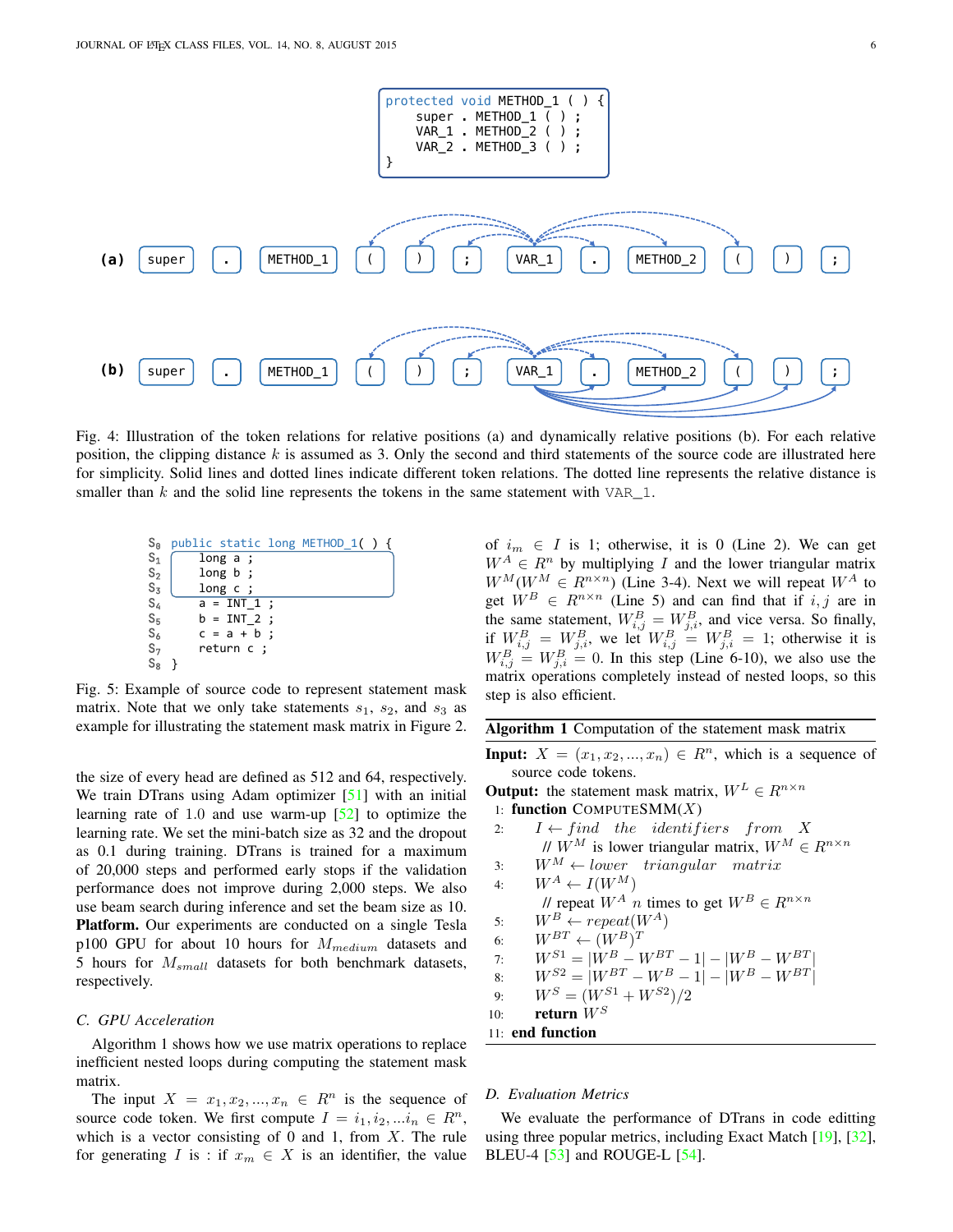```
protected void METHOD_1 ( ) {
    super . METHOD_1 ( ) ;
    VAR_1 . METHOD_2 ( ) ;
    VAR_2 . METHOD_3 ( ) ;
}
```

Fig. 4: Illustration of the token relations for relative positions (a) and dynamically relative positions (b). For each relative position, the clipping distance $k$ is assumed as 3. Only the second and third statements of the source code are illustrated here for simplicity. Solid lines and dotted lines indicate different token relations. The dotted line represents the relative distance is smaller than $k$ and the solid line represents the tokens in the same statement with `VAR_1`.

```
S0 public static long METHOD_1( ) {
S1     long a ;
S2     long b ;
S3     long c ;
S4     a = INT_1 ;
S5     b = INT_2 ;
S6     c = a + b ;
S7     return c ;
S8 }
```

Fig. 5: Example of source code to represent statement mask matrix. Note that we only take statements $s_1$, $s_2$, and $s_3$ as example for illustrating the statement mask matrix in Figure 2.

the size of every head are defined as 512 and 64, respectively. We train DTrans using Adam optimizer [51] with an initial learning rate of 1.0 and use warm-up [52] to optimize the learning rate. We set the mini-batch size as 32 and the dropout as 0.1 during training. DTrans is trained for a maximum of 20,000 steps and performed early stops if the validation performance does not improve during 2,000 steps. We also use beam search during inference and set the beam size as 10. **Platform.** Our experiments are conducted on a single Tesla p100 GPU for about 10 hours for $M_{medium}$ datasets and 5 hours for $M_{small}$ datasets for both benchmark datasets, respectively.

### C. GPU Acceleration

Algorithm 1 shows how we use matrix operations to replace inefficient nested loops during computing the statement mask matrix.

The input $X = x_1, x_2, ..., x_n \in R^n$ is the sequence of source code token. We first compute $I = i_1, i_2, ...i_n \in R^n$, which is a vector consisting of 0 and 1, from $X$. The rule for generating $I$ is : if $x_m \in X$ is an identifier, the value of $i_m \in I$ is 1; otherwise, it is 0 (Line 2). We can get $W^A \in R^n$ by multiplying $I$ and the lower triangular matrix $W^M (W^M \in R^{n \times n})$ (Line 3-4). Next we will repeat $W^A$ to get $W^B \in R^{n \times n}$ (Line 5) and can find that if $i, j$ are in the same statement, $W^B_{i,j} = W^B_{j,i}$, and vice versa. So finally, if $W^B_{i,j} = W^B_{j,i}$, we let $W^B_{i,j} = W^B_{j,i} = 1$; otherwise it is $W^B_{i,j} = W^B_{j,i} = 0$. In this step (Line 6-10), we also use the matrix operations completely instead of nested loops, so this step is also efficient.

**Algorithm 1** Computation of the statement mask matrix

**Input:** $X = (x_1, x_2, ..., x_n) \in R^n$, which is a sequence of source code tokens.
**Output:** the statement mask matrix, $W^L \in R^{n \times n}$
1: **function** COMPUTESMM($X$)
2: $\quad I \leftarrow find\ \ the\ \ identifiers\ \ from\ \ X$
 $\quad$ // $W^M$ is lower triangular matrix, $W^M \in R^{n \times n}$
3: $\quad W^M \leftarrow lower\ \ triangular\ \ matrix$
4: $\quad W^A \leftarrow I(W^M)$
 $\quad$ // repeat $W^A$ $n$ times to get $W^B \in R^{n \times n}$
5: $\quad W^B \leftarrow repeat(W^A)$
6: $\quad W^{BT} \leftarrow (W^B)^T$
7: $\quad W^{S1} = |W^B - W^{BT} - 1| - |W^B - W^{BT}|$
8: $\quad W^{S2} = |W^{BT} - W^B - 1| - |W^B - W^{BT}|$
9: $\quad W^S = (W^{S1} + W^{S2})/2$
10: $\quad$ **return** $W^S$
11: **end function**

### D. Evaluation Metrics

We evaluate the performance of DTrans in code editting using three popular metrics, including Exact Match [19], [32], BLEU-4 [53] and ROUGE-L [54].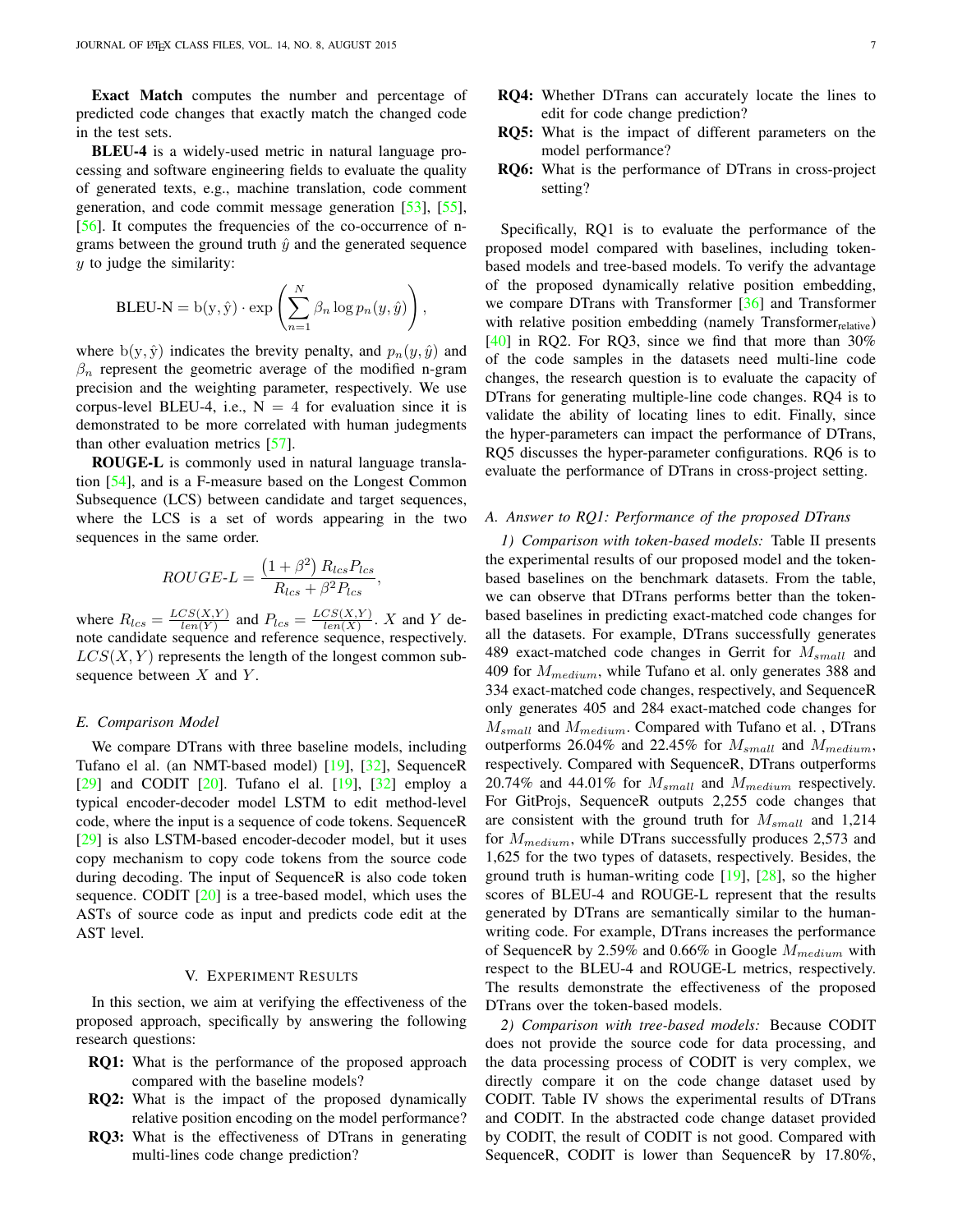**Exact Match** computes the number and percentage of predicted code changes that exactly match the changed code in the test sets.

**BLEU-4** is a widely-used metric in natural language processing and software engineering fields to evaluate the quality of generated texts, e.g., machine translation, code comment generation, and code commit message generation [53], [55], [56]. It computes the frequencies of the co-occurrence of n-grams between the ground truth $\hat{y}$ and the generated sequence $y$ to judge the similarity:

$$\text{BLEU-N} = \text{b}(\text{y}, \hat{\text{y}}) \cdot \exp\left(\sum_{n=1}^{N} \beta_n \log p_n(y, \hat{y})\right),$$

where $\text{b}(\text{y}, \hat{\text{y}})$ indicates the brevity penalty, and $p_n(y, \hat{y})$ and $\beta_n$ represent the geometric average of the modified n-gram precision and the weighting parameter, respectively. We use corpus-level BLEU-4, i.e., $N = 4$ for evaluation since it is demonstrated to be more correlated with human judgements than other evaluation metrics [57].

**ROUGE-L** is commonly used in natural language translation [54], and is a F-measure based on the Longest Common Subsequence (LCS) between candidate and target sequences, where the LCS is a set of words appearing in the two sequences in the same order.

$$ROUGE\text{-}L = \frac{\left(1+\beta^2\right) R_{lcs} P_{lcs}}{R_{lcs} + \beta^2 P_{lcs}},$$

where $R_{lcs} = \frac{LCS(X,Y)}{len(Y)}$ and $P_{lcs} = \frac{LCS(X,Y)}{len(X)}$. $X$ and $Y$ denote candidate sequence and reference sequence, respectively. $LCS(X, Y)$ represents the length of the longest common subsequence between $X$ and $Y$.

### E. Comparison Model

We compare DTrans with three baseline models, including Tufano el al. (an NMT-based model) [19], [32], SequenceR [29] and CODIT [20]. Tufano el al. [19], [32] employ a typical encoder-decoder model LSTM to edit method-level code, where the input is a sequence of code tokens. SequenceR [29] is also LSTM-based encoder-decoder model, but it uses copy mechanism to copy code tokens from the source code during decoding. The input of SequenceR is also code token sequence. CODIT [20] is a tree-based model, which uses the ASTs of source code as input and predicts code edit at the AST level.

## V. Experiment Results

In this section, we aim at verifying the effectiveness of the proposed approach, specifically by answering the following research questions:

- **RQ1:** What is the performance of the proposed approach compared with the baseline models?
- **RQ2:** What is the impact of the proposed dynamically relative position encoding on the model performance?
- **RQ3:** What is the effectiveness of DTrans in generating multi-lines code change prediction?
- **RQ4:** Whether DTrans can accurately locate the lines to edit for code change prediction?
- **RQ5:** What is the impact of different parameters on the model performance?
- **RQ6:** What is the performance of DTrans in cross-project setting?

Specifically, RQ1 is to evaluate the performance of the proposed model compared with baselines, including token-based models and tree-based models. To verify the advantage of the proposed dynamically relative position embedding, we compare DTrans with Transformer [36] and Transformer with relative position embedding (namely Transformer$_{\text{relative}}$) [40] in RQ2. For RQ3, since we find that more than 30% of the code samples in the datasets need multi-line code changes, the research question is to evaluate the capacity of DTrans for generating multiple-line code changes. RQ4 is to validate the ability of locating lines to edit. Finally, since the hyper-parameters can impact the performance of DTrans, RQ5 discusses the hyper-parameter configurations. RQ6 is to evaluate the performance of DTrans in cross-project setting.

### A. Answer to RQ1: Performance of the proposed DTrans

*1) Comparison with token-based models:* Table II presents the experimental results of our proposed model and the token-based baselines on the benchmark datasets. From the table, we can observe that DTrans performs better than the token-based baselines in predicting exact-matched code changes for all the datasets. For example, DTrans successfully generates 489 exact-matched code changes in Gerrit for $M_{small}$ and 409 for $M_{medium}$, while Tufano et al. only generates 388 and 334 exact-matched code changes, respectively, and SequenceR only generates 405 and 284 exact-matched code changes for $M_{small}$ and $M_{medium}$. Compared with Tufano et al. , DTrans outperforms 26.04% and 22.45% for $M_{small}$ and $M_{medium}$, respectively. Compared with SequenceR, DTrans outperforms 20.74% and 44.01% for $M_{small}$ and $M_{medium}$ respectively. For GitProjs, SequenceR outputs 2,255 code changes that are consistent with the ground truth for $M_{small}$ and 1,214 for $M_{medium}$, while DTrans successfully produces 2,573 and 1,625 for the two types of datasets, respectively. Besides, the ground truth is human-writing code [19], [28], so the higher scores of BLEU-4 and ROUGE-L represent that the results generated by DTrans are semantically similar to the human-writing code. For example, DTrans increases the performance of SequenceR by 2.59% and 0.66% in Google $M_{medium}$ with respect to the BLEU-4 and ROUGE-L metrics, respectively. The results demonstrate the effectiveness of the proposed DTrans over the token-based models.

*2) Comparison with tree-based models:* Because CODIT does not provide the source code for data processing, and the data processing process of CODIT is very complex, we directly compare it on the code change dataset used by CODIT. Table IV shows the experimental results of DTrans and CODIT. In the abstracted code change dataset provided by CODIT, the result of CODIT is not good. Compared with SequenceR, CODIT is lower than SequenceR by 17.80%,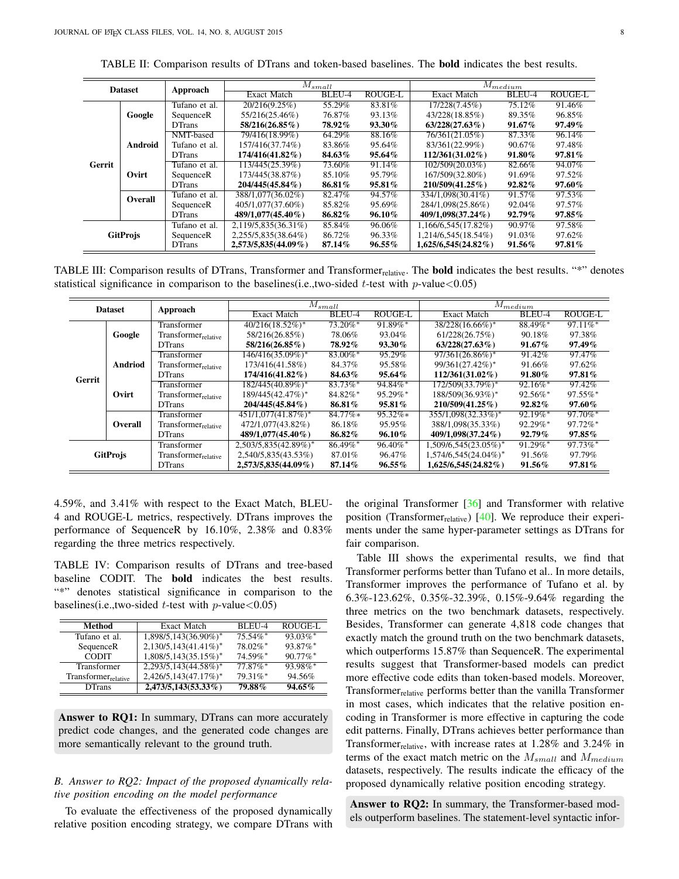TABLE II: Comparison results of DTrans and token-based baselines. The **bold** indicates the best results.

| Dataset | | Approach | $M_{small}$ | | | $M_{medium}$ | | |
|---|---|---|---|---|---|---|---|---|
| | | | Exact Match | BLEU-4 | ROUGE-L | Exact Match | BLEU-4 | ROUGE-L |
| Gerrit | Google | Tufano et al. | 20/216(9.25%) | 55.29% | 83.81% | 17/228(7.45%) | 75.12% | 91.46% |
| | | SequenceR | 55/216(25.46%) | 76.87% | 93.13% | 43/228(18.85%) | 89.35% | 96.85% |
| | | DTrans | **58/216(26.85%)** | **78.92%** | **93.30%** | **63/228(27.63%)** | **91.67%** | **97.49%** |
| | Android | NMT-based | 79/416(18.99%) | 64.29% | 88.16% | 76/361(21.05%) | 87.33% | 96.14% |
| | | Tufano et al. | 157/416(37.74%) | 83.86% | 95.64% | 83/361(22.99%) | 90.67% | 97.48% |
| | | DTrans | **174/416(41.82%)** | **84.63%** | **95.64%** | **112/361(31.02%)** | **91.80%** | **97.81%** |
| | Ovirt | Tufano et al. | 113/445(25.39%) | 73.60% | 91.14% | 102/509(20.03%) | 82.66% | 94.07% |
| | | SequenceR | 173/445(38.87%) | 85.10% | 95.79% | 167/509(32.80%) | 91.69% | 97.52% |
| | | DTrans | **204/445(45.84%)** | **86.81%** | **95.81%** | **210/509(41.25%)** | **92.82%** | **97.60%** |
| | Overall | Tufano et al. | 388/1,077(36.02%) | 82.47% | 94.57% | 334/1,098(30.41%) | 91.57% | 97.53% |
| | | SequenceR | 405/1,077(37.60%) | 85.82% | 95.69% | 284/1,098(25.86%) | 92.04% | 97.57% |
| | | DTrans | **489/1,077(45.40%)** | **86.82%** | **96.10%** | **409/1,098(37.24%)** | **92.79%** | **97.85%** |
| GitProjs | | Tufano et al. | 2,119/5,835(36.31%) | 85.84% | 96.06% | 1,166/6,545(17.82%) | 90.97% | 97.58% |
| | | SequenceR | 2,255/5,835(38.64%) | 86.72% | 96.33% | 1,214/6,545(18.54%) | 91.03% | 97.62% |
| | | DTrans | **2,573/5,835(44.09%)** | **87.14%** | **96.55%** | **1,625/6,545(24.82%)** | **91.56%** | **97.81%** |

TABLE III: Comparison results of DTrans, Transformer and Transformer$_{\text{relative}}$. The **bold** indicates the best results. "*" denotes statistical significance in comparison to the baselines(i.e.,two-sided $t$-test with $p$-value<0.05)

| Dataset | | Approach | $M_{small}$ | | | $M_{medium}$ | | |
|---|---|---|---|---|---|---|---|---|
| | | | Exact Match | BLEU-4 | ROUGE-L | Exact Match | BLEU-4 | ROUGE-L |
| Gerrit | Google | Transformer | 40/216(18.52%)* | 73.20%* | 91.89%* | 38/228(16.66%)* | 88.49%* | 97.11%* |
| | | Transformer$_{\text{relative}}$ | 58/216(26.85%) | 78.06% | 93.04% | 61/228(26.75%) | 90.18% | 97.38% |
| | | DTrans | **58/216(26.85%)** | **78.92%** | **93.30%** | **63/228(27.63%)** | **91.67%** | **97.49%** |
| | Andriod | Transformer | 146/416(35.09%)* | 83.00%* | 95.29% | 97/361(26.86%)* | 91.42% | 97.47% |
| | | Transformer$_{\text{relative}}$ | 173/416(41.58%) | 84.37% | 95.58% | 99/361(27.42%)* | 91.66% | 97.62% |
| | | DTrans | **174/416(41.82%)** | **84.63%** | **95.64%** | **112/361(31.02%)** | **91.80%** | **97.81%** |
| | Ovirt | Transformer | 182/445(40.89%)* | 83.73%* | 94.84%* | 172/509(33.79%)* | 92.16%* | 97.42% |
| | | Transformer$_{\text{relative}}$ | 189/445(42.47%)* | 84.82%* | 95.29%* | 188/509(36.93%)* | 92.56%* | 97.55%* |
| | | DTrans | **204/445(45.84%)** | **86.81%** | **95.81%** | **210/509(41.25%)** | **92.82%** | **97.60%** |
| | Overall | Transformer | 451/1,077(41.87%)* | 84.77%* | 95.32%* | 355/1,098(32.33%)* | 92.19%* | 97.70%* |
| | | Transformer$_{\text{relative}}$ | 472/1,077(43.82%) | 86.18% | 95.95% | 388/1,098(35.33%) | 92.29%* | 97.72%* |
| | | DTrans | **489/1,077(45.40%)** | **86.82%** | **96.10%** | **409/1,098(37.24%)** | **92.79%** | **97.85%** |
| GitProjs | | Transformer | 2,503/5,835(42.89%)* | 86.49%* | 96.40%* | 1,509/6,545(23.05%)* | 91.29%* | 97.73%* |
| | | Transformer$_{\text{relative}}$ | 2,540/5,835(43.53%) | 87.01% | 96.47% | 1,574/6,545(24.04%)* | 91.56% | 97.79% |
| | | DTrans | **2,573/5,835(44.09%)** | **87.14%** | **96.55%** | **1,625/6,545(24.82%)** | **91.56%** | **97.81%** |

4.59%, and 3.41% with respect to the Exact Match, BLEU-4 and ROUGE-L metrics, respectively. DTrans improves the performance of SequenceR by 16.10%, 2.38% and 0.83% regarding the three metrics respectively.

TABLE IV: Comparison results of DTrans and tree-based baseline CODIT. The **bold** indicates the best results. "*" denotes statistical significance in comparison to the baselines(i.e.,two-sided $t$-test with $p$-value<0.05)

| Method | Exact Match | BLEU-4 | ROUGE-L |
|---|---|---|---|
| Tufano et al. | 1,898/5,143(36.90%)* | 75.54%* | 93.03%* |
| SequenceR | 2,130/5,143(41.41%)* | 78.02%* | 93.87%* |
| CODIT | 1,808/5,143(35.15%)* | 74.59%* | 90.77%* |
| Transformer | 2,293/5,143(44.58%)* | 77.87%* | 93.98%* |
| Transformer$_{\text{relative}}$ | 2,426/5,143(47.17%)* | 79.31%* | 94.56% |
| DTrans | **2,473/5,143(53.33%)** | **79.88%** | **94.65%** |

**Answer to RQ1:** In summary, DTrans can more accurately predict code changes, and the generated code changes are more semantically relevant to the ground truth.

### *B. Answer to RQ2: Impact of the proposed dynamically relative position encoding on the model performance*

To evaluate the effectiveness of the proposed dynamically relative position encoding strategy, we compare DTrans with the original Transformer [36] and Transformer with relative position (Transformer$_{\text{relative}}$) [40]. We reproduce their experiments under the same hyper-parameter settings as DTrans for fair comparison.

Table III shows the experimental results, we find that Transformer performs better than Tufano et al.. In more details, Transformer improves the performance of Tufano et al. by 6.3%-123.62%, 0.35%-32.39%, 0.15%-9.64% regarding the three metrics on the two benchmark datasets, respectively. Besides, Transformer can generate 4,818 code changes that exactly match the ground truth on the two benchmark datasets, which outperforms 15.87% than SequenceR. The experimental results suggest that Transformer-based models can predict more effective code edits than token-based models. Moreover, Transformer$_{\text{relative}}$ performs better than the vanilla Transformer in most cases, which indicates that the relative position encoding in Transformer is more effective in capturing the code edit patterns. Finally, DTrans achieves better performance than Transformer$_{\text{relative}}$, with increase rates at 1.28% and 3.24% in terms of the exact match metric on the $M_{small}$ and $M_{medium}$ datasets, respectively. The results indicate the efficacy of the proposed dynamically relative position encoding strategy.

**Answer to RQ2:** In summary, the Transformer-based models outperform baselines. The statement-level syntactic infor-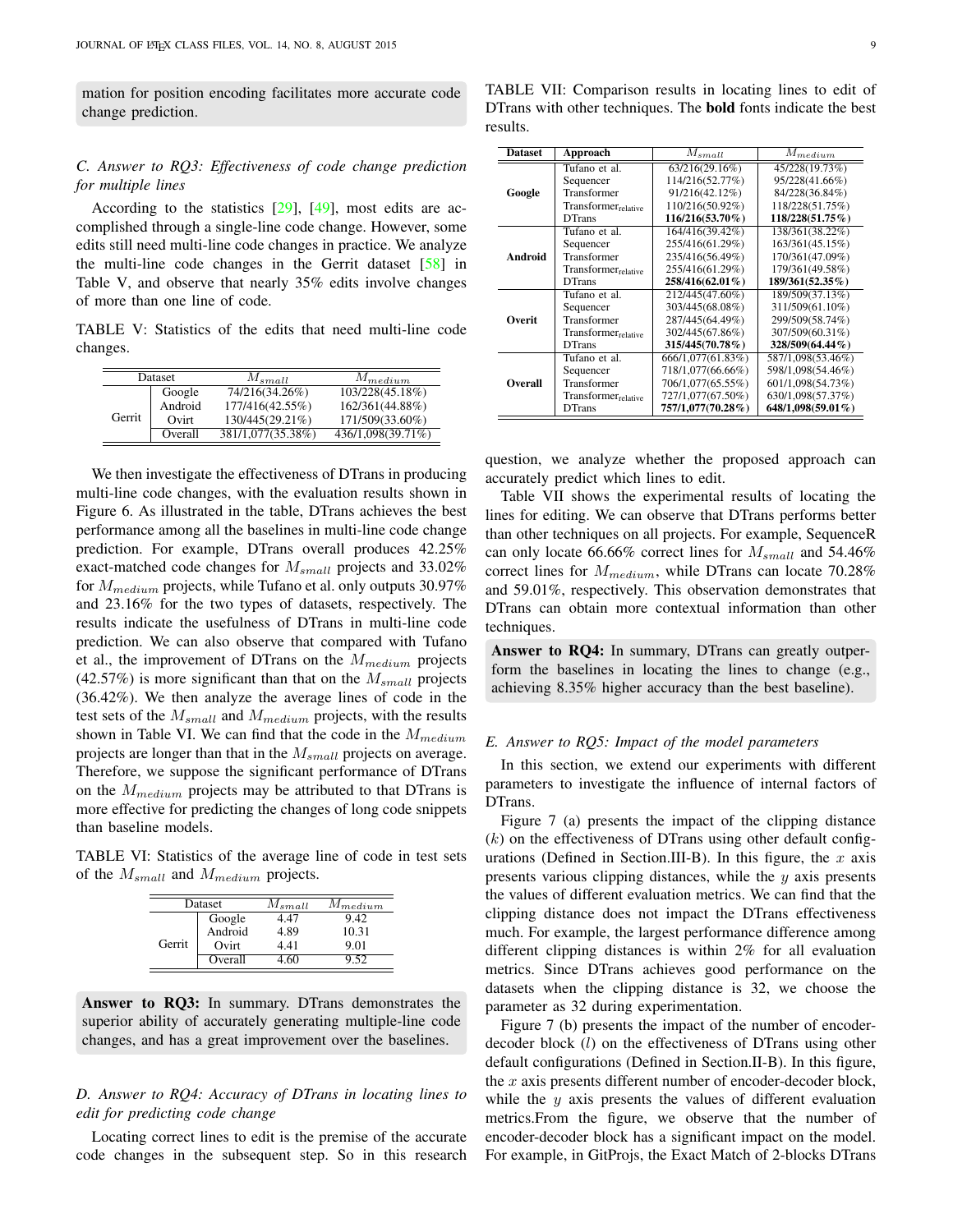mation for position encoding facilitates more accurate code change prediction.

### C. Answer to RQ3: Effectiveness of code change prediction for multiple lines

According to the statistics [29], [49], most edits are accomplished through a single-line code change. However, some edits still need multi-line code changes in practice. We analyze the multi-line code changes in the Gerrit dataset [58] in Table V, and observe that nearly 35% edits involve changes of more than one line of code.

TABLE V: Statistics of the edits that need multi-line code changes.

| Dataset | | $M_{small}$ | $M_{medium}$ |
|---|---|---|---|
| Gerrit | Google | 74/216(34.26%) | 103/228(45.18%) |
| | Android | 177/416(42.55%) | 162/361(44.88%) |
| | Ovirt | 130/445(29.21%) | 171/509(33.60%) |
| | Overall | 381/1,077(35.38%) | 436/1,098(39.71%) |

We then investigate the effectiveness of DTrans in producing multi-line code changes, with the evaluation results shown in Figure 6. As illustrated in the table, DTrans achieves the best performance among all the baselines in multi-line code change prediction. For example, DTrans overall produces 42.25% exact-matched code changes for $M_{small}$ projects and 33.02% for $M_{medium}$ projects, while Tufano et al. only outputs 30.97% and 23.16% for the two types of datasets, respectively. The results indicate the usefulness of DTrans in multi-line code prediction. We can also observe that compared with Tufano et al., the improvement of DTrans on the $M_{medium}$ projects (42.57%) is more significant than that on the $M_{small}$ projects (36.42%). We then analyze the average lines of code in the test sets of the $M_{small}$ and $M_{medium}$ projects, with the results shown in Table VI. We can find that the code in the $M_{medium}$ projects are longer than that in the $M_{small}$ projects on average. Therefore, we suppose the significant performance of DTrans on the $M_{medium}$ projects may be attributed to that DTrans is more effective for predicting the changes of long code snippets than baseline models.

TABLE VI: Statistics of the average line of code in test sets of the $M_{small}$ and $M_{medium}$ projects.

| Dataset | | $M_{small}$ | $M_{medium}$ |
|---|---|---|---|
| Gerrit | Google | 4.47 | 9.42 |
| | Android | 4.89 | 10.31 |
| | Ovirt | 4.41 | 9.01 |
| | Overall | 4.60 | 9.52 |

**Answer to RQ3:** In summary. DTrans demonstrates the superior ability of accurately generating multiple-line code changes, and has a great improvement over the baselines.

### D. Answer to RQ4: Accuracy of DTrans in locating lines to edit for predicting code change

Locating correct lines to edit is the premise of the accurate code changes in the subsequent step. So in this research question, we analyze whether the proposed approach can accurately predict which lines to edit.

TABLE VII: Comparison results in locating lines to edit of DTrans with other techniques. The **bold** fonts indicate the best results.

| Dataset | Approach | $M_{small}$ | $M_{medium}$ |
|---|---|---|---|
| Google | Tufano et al. | 63/216(29.16%) | 45/228(19.73%) |
| | Sequencer | 114/216(52.77%) | 95/228(41.66%) |
| | Transformer | 91/216(42.12%) | 84/228(36.84%) |
| | $\text{Transformer}_{\text{relative}}$ | 110/216(50.92%) | 118/228(51.75%) |
| | DTrans | **116/216(53.70%)** | **118/228(51.75%)** |
| Android | Tufano et al. | 164/416(39.42%) | 138/361(38.22%) |
| | Sequencer | 255/416(61.29%) | 163/361(45.15%) |
| | Transformer | 235/416(56.49%) | 170/361(47.09%) |
| | $\text{Transformer}_{\text{relative}}$ | 255/416(61.29%) | 179/361(49.58%) |
| | DTrans | **258/416(62.01%)** | **189/361(52.35%)** |
| Overit | Tufano et al. | 212/445(47.60%) | 189/509(37.13%) |
| | Sequencer | 303/445(68.08%) | 311/509(61.10%) |
| | Transformer | 287/445(64.49%) | 299/509(58.74%) |
| | $\text{Transformer}_{\text{relative}}$ | 302/445(67.86%) | 307/509(60.31%) |
| | DTrans | **315/445(70.78%)** | **328/509(64.44%)** |
| Overall | Tufano et al. | 666/1,077(61.83%) | 587/1,098(53.46%) |
| | Sequencer | 718/1,077(66.66%) | 598/1,098(54.46%) |
| | Transformer | 706/1,077(65.55%) | 601/1,098(54.73%) |
| | $\text{Transformer}_{\text{relative}}$ | 727/1,077(67.50%) | 630/1,098(57.37%) |
| | DTrans | **757/1,077(70.28%)** | **648/1,098(59.01%)** |

Table VII shows the experimental results of locating the lines for editing. We can observe that DTrans performs better than other techniques on all projects. For example, SequenceR can only locate 66.66% correct lines for $M_{small}$ and 54.46% correct lines for $M_{medium}$, while DTrans can locate 70.28% and 59.01%, respectively. This observation demonstrates that DTrans can obtain more contextual information than other techniques.

**Answer to RQ4:** In summary, DTrans can greatly outperform the baselines in locating the lines to change (e.g., achieving 8.35% higher accuracy than the best baseline).

### E. Answer to RQ5: Impact of the model parameters

In this section, we extend our experiments with different parameters to investigate the influence of internal factors of DTrans.

Figure 7 (a) presents the impact of the clipping distance ($k$) on the effectiveness of DTrans using other default configurations (Defined in Section.III-B). In this figure, the $x$ axis presents various clipping distances, while the $y$ axis presents the values of different evaluation metrics. We can find that the clipping distance does not impact the DTrans effectiveness much. For example, the largest performance difference among different clipping distances is within 2% for all evaluation metrics. Since DTrans achieves good performance on the datasets when the clipping distance is 32, we choose the parameter as 32 during experimentation.

Figure 7 (b) presents the impact of the number of encoder-decoder block ($l$) on the effectiveness of DTrans using other default configurations (Defined in Section.II-B). In this figure, the $x$ axis presents different number of encoder-decoder block, while the $y$ axis presents the values of different evaluation metrics.From the figure, we observe that the number of encoder-decoder block has a significant impact on the model. For example, in GitProjs, the Exact Match of 2-blocks DTrans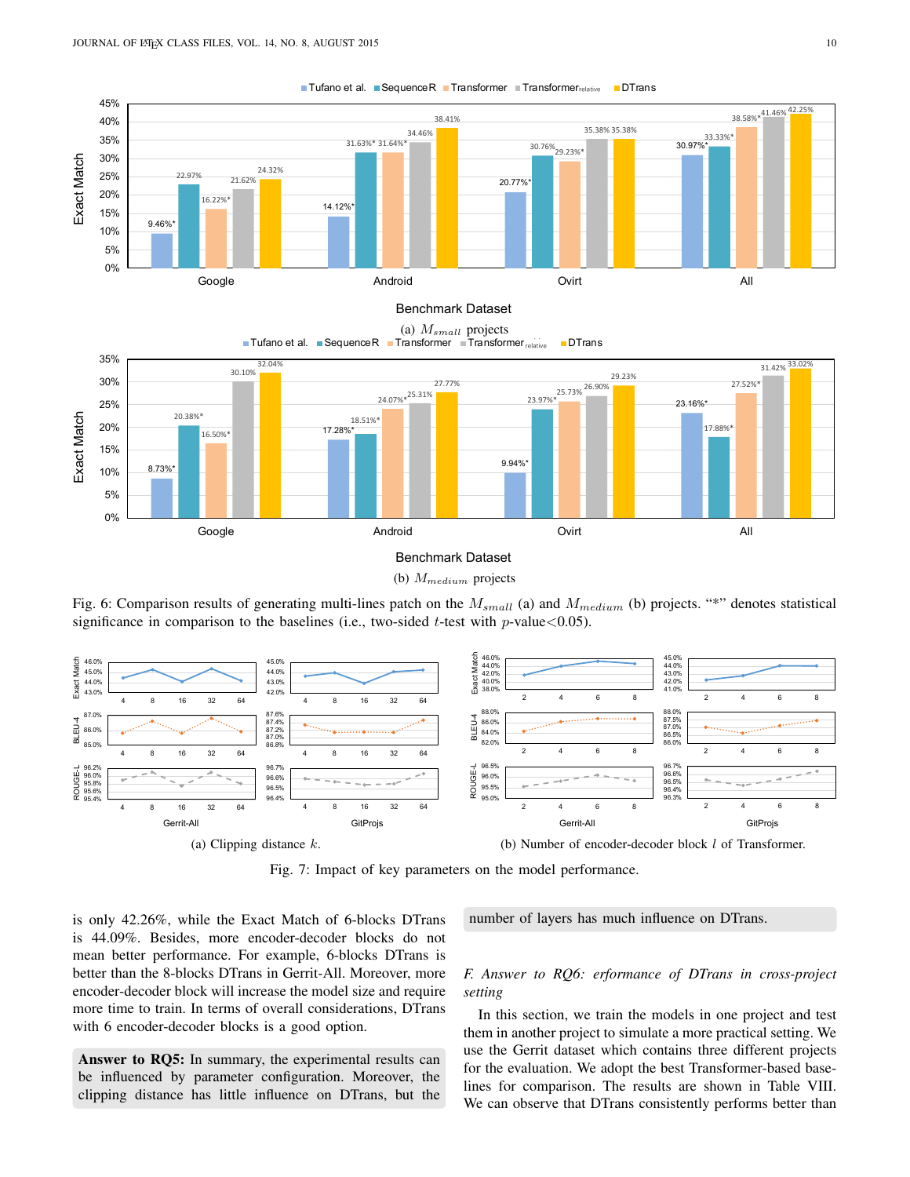Fig. 6: Comparison results of generating multi-lines patch on the $M_{small}$ (a) and $M_{medium}$ (b) projects. "*" denotes statistical significance in comparison to the baselines (i.e., two-sided $t$-test with $p$-value<0.05).

(a) Clipping distance $k$.

(b) Number of encoder-decoder block $l$ of Transformer.

Fig. 7: Impact of key parameters on the model performance.

is only 42.26%, while the Exact Match of 6-blocks DTrans is 44.09%. Besides, more encoder-decoder blocks do not mean better performance. For example, 6-blocks DTrans is better than the 8-blocks DTrans in Gerrit-All. Moreover, more encoder-decoder block will increase the model size and require more time to train. In terms of overall considerations, DTrans with 6 encoder-decoder blocks is a good option.

**Answer to RQ5:** In summary, the experimental results can be influenced by parameter configuration. Moreover, the clipping distance has little influence on DTrans, but the number of layers has much influence on DTrans.

### *F. Answer to RQ6: erformance of DTrans in cross-project setting*

In this section, we train the models in one project and test them in another project to simulate a more practical setting. We use the Gerrit dataset which contains three different projects for the evaluation. We adopt the best Transformer-based baselines for comparison. The results are shown in Table VIII. We can observe that DTrans consistently performs better than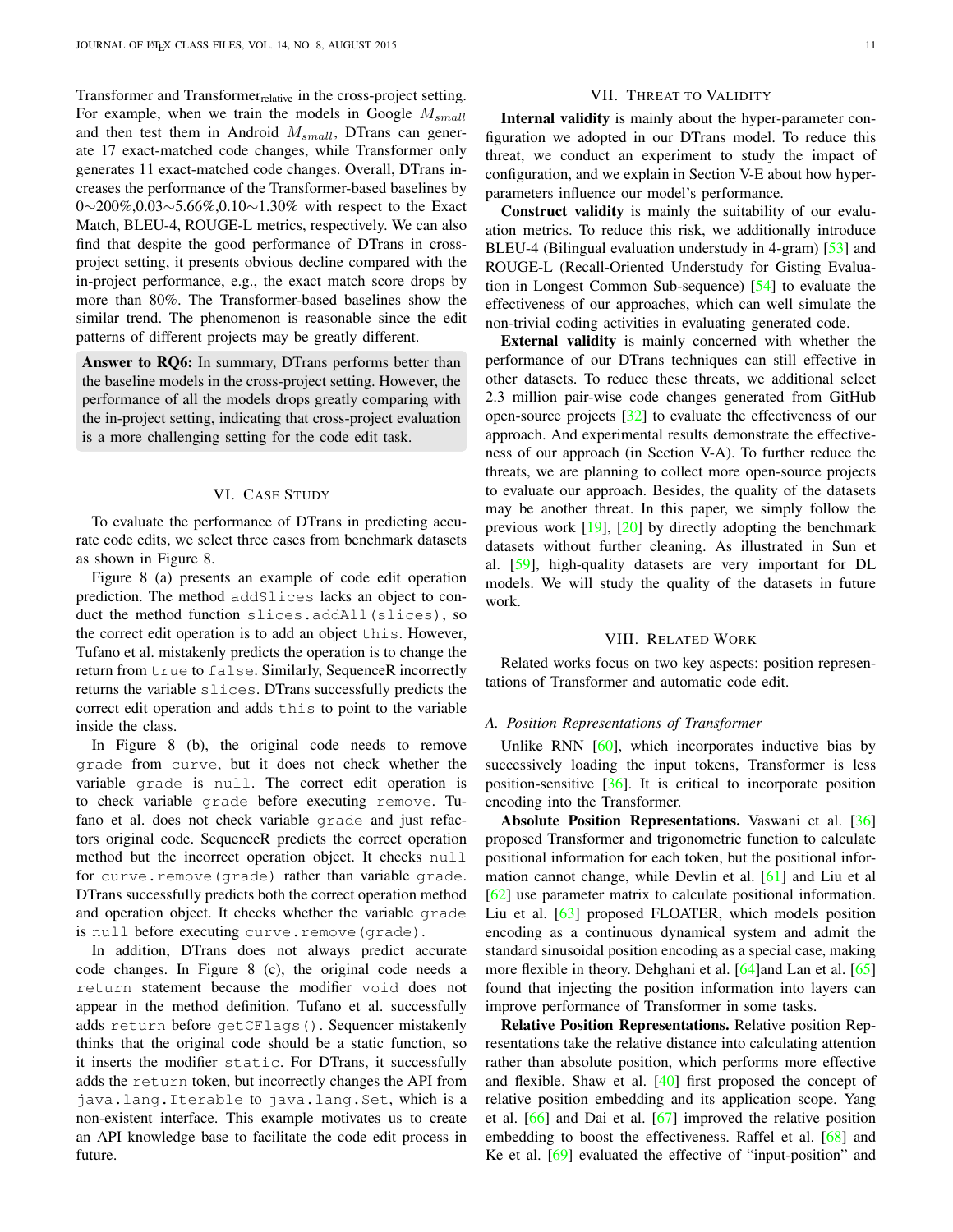Transformer and Transformer$_{\text{relative}}$ in the cross-project setting. For example, when we train the models in Google $M_{small}$ and then test them in Android $M_{small}$, DTrans can generate 17 exact-matched code changes, while Transformer only generates 11 exact-matched code changes. Overall, DTrans increases the performance of the Transformer-based baselines by 0∼200%,0.03∼5.66%,0.10∼1.30% with respect to the Exact Match, BLEU-4, ROUGE-L metrics, respectively. We can also find that despite the good performance of DTrans in cross-project setting, it presents obvious decline compared with the in-project performance, e.g., the exact match score drops by more than 80%. The Transformer-based baselines show the similar trend. The phenomenon is reasonable since the edit patterns of different projects may be greatly different.

**Answer to RQ6:** In summary, DTrans performs better than the baseline models in the cross-project setting. However, the performance of all the models drops greatly comparing with the in-project setting, indicating that cross-project evaluation is a more challenging setting for the code edit task.

## VI. Case Study

To evaluate the performance of DTrans in predicting accurate code edits, we select three cases from benchmark datasets as shown in Figure 8.

Figure 8 (a) presents an example of code edit operation prediction. The method `addSlices` lacks an object to conduct the method function `slices.addAll(slices)`, so the correct edit operation is to add an object `this`. However, Tufano et al. mistakenly predicts the operation is to change the return from `true` to `false`. Similarly, SequenceR incorrectly returns the variable `slices`. DTrans successfully predicts the correct edit operation and adds `this` to point to the variable inside the class.

In Figure 8 (b), the original code needs to remove `grade` from `curve`, but it does not check whether the variable `grade` is `null`. The correct edit operation is to check variable `grade` before executing `remove`. Tufano et al. does not check variable `grade` and just refactors original code. SequenceR predicts the correct operation method but the incorrect operation object. It checks `null` for `curve.remove(grade)` rather than variable `grade`. DTrans successfully predicts both the correct operation method and operation object. It checks whether the variable `grade` is `null` before executing `curve.remove(grade)`.

In addition, DTrans does not always predict accurate code changes. In Figure 8 (c), the original code needs a `return` statement because the modifier `void` does not appear in the method definition. Tufano et al. successfully adds `return` before `getCFlags()`. Sequencer mistakenly thinks that the original code should be a static function, so it inserts the modifier `static`. For DTrans, it successfully adds the `return` token, but incorrectly changes the API from `java.lang.Iterable` to `java.lang.Set`, which is a non-existent interface. This example motivates us to create an API knowledge base to facilitate the code edit process in future.

## VII. Threat to Validity

**Internal validity** is mainly about the hyper-parameter configuration we adopted in our DTrans model. To reduce this threat, we conduct an experiment to study the impact of configuration, and we explain in Section V-E about how hyper-parameters influence our model's performance.

**Construct validity** is mainly the suitability of our evaluation metrics. To reduce this risk, we additionally introduce BLEU-4 (Bilingual evaluation understudy in 4-gram) [53] and ROUGE-L (Recall-Oriented Understudy for Gisting Evaluation in Longest Common Sub-sequence) [54] to evaluate the effectiveness of our approaches, which can well simulate the non-trivial coding activities in evaluating generated code.

**External validity** is mainly concerned with whether the performance of our DTrans techniques can still effective in other datasets. To reduce these threats, we additional select 2.3 million pair-wise code changes generated from GitHub open-source projects [32] to evaluate the effectiveness of our approach. And experimental results demonstrate the effectiveness of our approach (in Section V-A). To further reduce the threats, we are planning to collect more open-source projects to evaluate our approach. Besides, the quality of the datasets may be another threat. In this paper, we simply follow the previous work [19], [20] by directly adopting the benchmark datasets without further cleaning. As illustrated in Sun et al. [59], high-quality datasets are very important for DL models. We will study the quality of the datasets in future work.

## VIII. Related Work

Related works focus on two key aspects: position representations of Transformer and automatic code edit.

### A. Position Representations of Transformer

Unlike RNN [60], which incorporates inductive bias by successively loading the input tokens, Transformer is less position-sensitive [36]. It is critical to incorporate position encoding into the Transformer.

**Absolute Position Representations.** Vaswani et al. [36] proposed Transformer and trigonometric function to calculate positional information for each token, but the positional information cannot change, while Devlin et al. [61] and Liu et al [62] use parameter matrix to calculate positional information. Liu et al. [63] proposed FLOATER, which models position encoding as a continuous dynamical system and admit the standard sinusoidal position encoding as a special case, making more flexible in theory. Dehghani et al. [64]and Lan et al. [65] found that injecting the position information into layers can improve performance of Transformer in some tasks.

**Relative Position Representations.** Relative position Representations take the relative distance into calculating attention rather than absolute position, which performs more effective and flexible. Shaw et al. [40] first proposed the concept of relative position embedding and its application scope. Yang et al. [66] and Dai et al. [67] improved the relative position embedding to boost the effectiveness. Raffel et al. [68] and Ke et al. [69] evaluated the effective of "input-position" and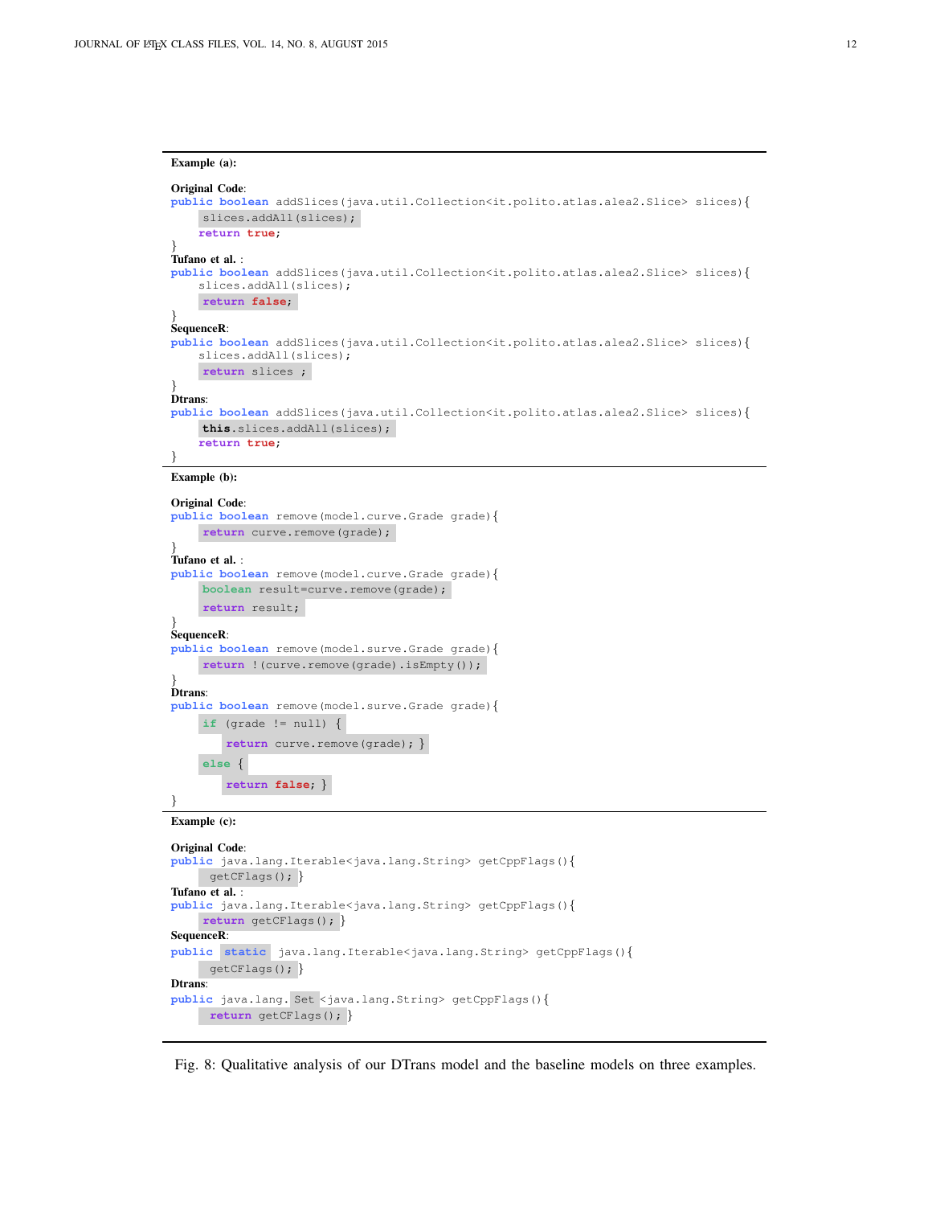**Example (a):**

**Original Code**:

```
public boolean addSlices(java.util.Collection<it.polito.atlas.alea2.Slice> slices){
    slices.addAll(slices);
    return true;
}
```

**Tufano et al.** :

```
public boolean addSlices(java.util.Collection<it.polito.atlas.alea2.Slice> slices){
    slices.addAll(slices);
    return false;
}
```

**SequenceR**:

```
public boolean addSlices(java.util.Collection<it.polito.atlas.alea2.Slice> slices){
    slices.addAll(slices);
    return slices ;
}
```

**Dtrans**:

```
public boolean addSlices(java.util.Collection<it.polito.atlas.alea2.Slice> slices){
    this.slices.addAll(slices);
    return true;
}
```

**Example (b):**

**Original Code**:

```
public boolean remove(model.curve.Grade grade){
    return curve.remove(grade);
}
```

**Tufano et al.** :

```
public boolean remove(model.curve.Grade grade){
    boolean result=curve.remove(grade);
    return result;
}
```

**SequenceR**:

```
public boolean remove(model.surve.Grade grade){
    return !(curve.remove(grade).isEmpty());
}
```

**Dtrans**:

```
public boolean remove(model.surve.Grade grade){
    if (grade != null) {
        return curve.remove(grade); }
    else {
        return false; }
}
```

**Example (c):**

**Original Code**:

```
public java.lang.Iterable<java.lang.String> getCppFlags(){
    getCFlags(); }
```

**Tufano et al.** :

```
public java.lang.Iterable<java.lang.String> getCppFlags(){
    return getCFlags(); }
```

**SequenceR**:

```
public static java.lang.Iterable<java.lang.String> getCppFlags(){
    getCFlags(); }
```

**Dtrans**:

```
public java.lang.Set<java.lang.String> getCppFlags(){
    return getCFlags(); }
```

Fig. 8: Qualitative analysis of our DTrans model and the baseline models on three examples.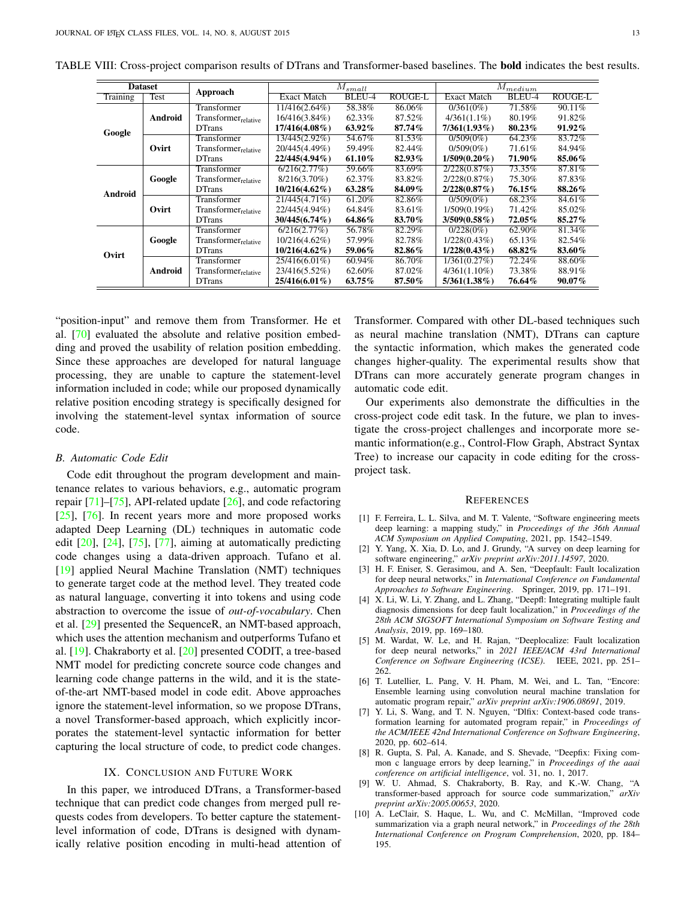TABLE VIII: Cross-project comparison results of DTrans and Transformer-based baselines. The **bold** indicates the best results.

| Dataset | | Approach | $M_{small}$ | | | $M_{medium}$ | | |
|---|---|---|---|---|---|---|---|---|
| Training | Test | | Exact Match | BLEU-4 | ROUGE-L | Exact Match | BLEU-4 | ROUGE-L |
| Google | Android | Transformer | 11/416(2.64%) | 58.38% | 86.06% | 0/361(0%) | 71.58% | 90.11% |
| | | $\text{Transformer}_{\text{relative}}$ | 16/416(3.84%) | 62.33% | 87.52% | 4/361(1.1%) | 80.19% | 91.82% |
| | | DTrans | **17/416(4.08%)** | **63.92%** | **87.74%** | **7/361(1.93%)** | **80.23%** | **91.92%** |
| | Ovirt | Transformer | 13/445(2.92%) | 54.67% | 81.53% | 0/509(0%) | 64.23% | 83.72% |
| | | $\text{Transformer}_{\text{relative}}$ | 20/445(4.49%) | 59.49% | 82.44% | 0/509(0%) | 71.61% | 84.94% |
| | | DTrans | **22/445(4.94%)** | **61.10%** | **82.93%** | **1/509(0.20%)** | **71.90%** | **85.06%** |
| Android | Google | Transformer | 6/216(2.77%) | 59.66% | 83.69% | 2/228(0.87%) | 73.35% | 87.81% |
| | | $\text{Transformer}_{\text{relative}}$ | 8/216(3.70%) | 62.37% | 83.82% | 2/228(0.87%) | 75.30% | 87.83% |
| | | DTrans | **10/216(4.62%)** | **63.28%** | **84.09%** | **2/228(0.87%)** | **76.15%** | **88.26%** |
| | Ovirt | Transformer | 21/445(4.71%) | 61.20% | 82.86% | 0/509(0%) | 68.23% | 84.61% |
| | | $\text{Transformer}_{\text{relative}}$ | 22/445(4.94%) | 64.84% | 83.61% | 1/509(0.19%) | 71.42% | 85.02% |
| | | DTrans | **30/445(6.74%)** | **64.86%** | **83.70%** | **3/509(0.58%)** | **72.05%** | **85.27%** |
| Ovirt | Google | Transformer | 6/216(2.77%) | 56.78% | 82.29% | 0/228(0%) | 62.90% | 81.34% |
| | | $\text{Transformer}_{\text{relative}}$ | 10/216(4.62%) | 57.99% | 82.78% | 1/228(0.43%) | 65.13% | 82.54% |
| | | DTrans | **10/216(4.62%)** | **59.06%** | **82.86%** | **1/228(0.43%)** | **68.82%** | **83.60%** |
| | Android | Transformer | 25/416(6.01%) | 60.94% | 86.70% | 1/361(0.27%) | 72.24% | 88.60% |
| | | $\text{Transformer}_{\text{relative}}$ | 23/416(5.52%) | 62.60% | 87.02% | 4/361(1.10%) | 73.38% | 88.91% |
| | | DTrans | **25/416(6.01%)** | **63.75%** | **87.50%** | **5/361(1.38%)** | **76.64%** | **90.07%** |

"position-input" and remove them from Transformer. He et al. [70] evaluated the absolute and relative position embedding and proved the usability of relation position embedding. Since these approaches are developed for natural language processing, they are unable to capture the statement-level information included in code; while our proposed dynamically relative position encoding strategy is specifically designed for involving the statement-level syntax information of source code.

### B. Automatic Code Edit

Code edit throughout the program development and maintenance relates to various behaviors, e.g., automatic program repair [71]–[75], API-related update [26], and code refactoring [25], [76]. In recent years more and more proposed works adapted Deep Learning (DL) techniques in automatic code edit [20], [24], [75], [77], aiming at automatically predicting code changes using a data-driven approach. Tufano et al. [19] applied Neural Machine Translation (NMT) techniques to generate target code at the method level. They treated code as natural language, converting it into tokens and using code abstraction to overcome the issue of *out-of-vocabulary*. Chen et al. [29] presented the SequenceR, an NMT-based approach, which uses the attention mechanism and outperforms Tufano et al. [19]. Chakraborty et al. [20] presented CODIT, a tree-based NMT model for predicting concrete source code changes and learning code change patterns in the wild, and it is the state-of-the-art NMT-based model in code edit. Above approaches ignore the statement-level information, so we propose DTrans, a novel Transformer-based approach, which explicitly incorporates the statement-level syntactic information for better capturing the local structure of code, to predict code changes.

## IX. Conclusion and Future Work

In this paper, we introduced DTrans, a Transformer-based technique that can predict code changes from merged pull requests codes from developers. To better capture the statement-level information of code, DTrans is designed with dynamically relative position encoding in multi-head attention of Transformer. Compared with other DL-based techniques such as neural machine translation (NMT), DTrans can capture the syntactic information, which makes the generated code changes higher-quality. The experimental results show that DTrans can more accurately generate program changes in automatic code edit.

Our experiments also demonstrate the difficulties in the cross-project code edit task. In the future, we plan to investigate the cross-project challenges and incorporate more semantic information(e.g., Control-Flow Graph, Abstract Syntax Tree) to increase our capacity in code editing for the cross-project task.

## References

[1] F. Ferreira, L. L. Silva, and M. T. Valente, "Software engineering meets deep learning: a mapping study," in *Proceedings of the 36th Annual ACM Symposium on Applied Computing*, 2021, pp. 1542–1549.

[2] Y. Yang, X. Xia, D. Lo, and J. Grundy, "A survey on deep learning for software engineering," *arXiv preprint arXiv:2011.14597*, 2020.

[3] H. F. Eniser, S. Gerasimou, and A. Sen, "Deepfault: Fault localization for deep neural networks," in *International Conference on Fundamental Approaches to Software Engineering*. Springer, 2019, pp. 171–191.

[4] X. Li, W. Li, Y. Zhang, and L. Zhang, "Deepfl: Integrating multiple fault diagnosis dimensions for deep fault localization," in *Proceedings of the 28th ACM SIGSOFT International Symposium on Software Testing and Analysis*, 2019, pp. 169–180.

[5] M. Wardat, W. Le, and H. Rajan, "Deeplocalize: Fault localization for deep neural networks," in *2021 IEEE/ACM 43rd International Conference on Software Engineering (ICSE)*. IEEE, 2021, pp. 251–262.

[6] T. Lutellier, L. Pang, V. H. Pham, M. Wei, and L. Tan, "Encore: Ensemble learning using convolution neural machine translation for automatic program repair," *arXiv preprint arXiv:1906.08691*, 2019.

[7] Y. Li, S. Wang, and T. N. Nguyen, "Dlfix: Context-based code transformation learning for automated program repair," in *Proceedings of the ACM/IEEE 42nd International Conference on Software Engineering*, 2020, pp. 602–614.

[8] R. Gupta, S. Pal, A. Kanade, and S. Shevade, "Deepfix: Fixing common c language errors by deep learning," in *Proceedings of the aaai conference on artificial intelligence*, vol. 31, no. 1, 2017.

[9] W. U. Ahmad, S. Chakraborty, B. Ray, and K.-W. Chang, "A transformer-based approach for source code summarization," *arXiv preprint arXiv:2005.00653*, 2020.

[10] A. LeClair, S. Haque, L. Wu, and C. McMillan, "Improved code summarization via a graph neural network," in *Proceedings of the 28th International Conference on Program Comprehension*, 2020, pp. 184–195.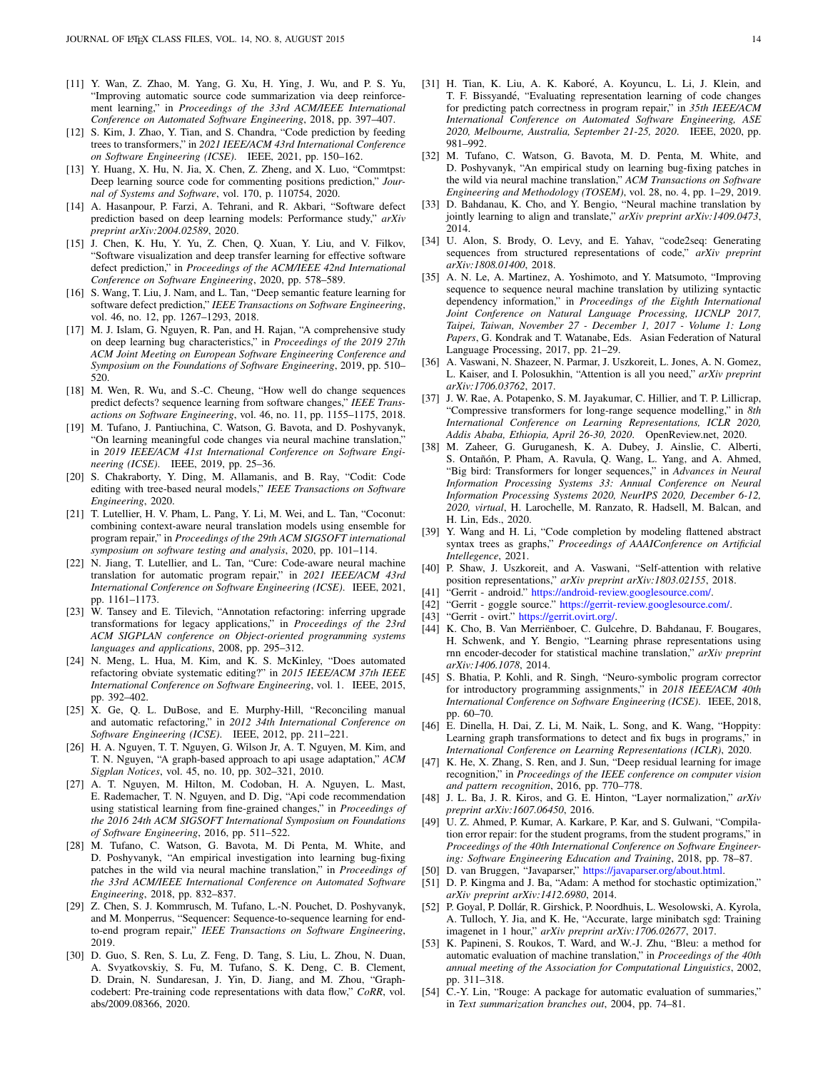[11] Y. Wan, Z. Zhao, M. Yang, G. Xu, H. Ying, J. Wu, and P. S. Yu, "Improving automatic source code summarization via deep reinforcement learning," in *Proceedings of the 33rd ACM/IEEE International Conference on Automated Software Engineering*, 2018, pp. 397–407.

[12] S. Kim, J. Zhao, Y. Tian, and S. Chandra, "Code prediction by feeding trees to transformers," in *2021 IEEE/ACM 43rd International Conference on Software Engineering (ICSE)*. IEEE, 2021, pp. 150–162.

[13] Y. Huang, X. Hu, N. Jia, X. Chen, Z. Zheng, and X. Luo, "Commtpst: Deep learning source code for commenting positions prediction," *Journal of Systems and Software*, vol. 170, p. 110754, 2020.

[14] A. Hasanpour, P. Farzi, A. Tehrani, and R. Akbari, "Software defect prediction based on deep learning models: Performance study," *arXiv preprint arXiv:2004.02589*, 2020.

[15] J. Chen, K. Hu, Y. Yu, Z. Chen, Q. Xuan, Y. Liu, and V. Filkov, "Software visualization and deep transfer learning for effective software defect prediction," in *Proceedings of the ACM/IEEE 42nd International Conference on Software Engineering*, 2020, pp. 578–589.

[16] S. Wang, T. Liu, J. Nam, and L. Tan, "Deep semantic feature learning for software defect prediction," *IEEE Transactions on Software Engineering*, vol. 46, no. 12, pp. 1267–1293, 2018.

[17] M. J. Islam, G. Nguyen, R. Pan, and H. Rajan, "A comprehensive study on deep learning bug characteristics," in *Proceedings of the 2019 27th ACM Joint Meeting on European Software Engineering Conference and Symposium on the Foundations of Software Engineering*, 2019, pp. 510–520.

[18] M. Wen, R. Wu, and S.-C. Cheung, "How well do change sequences predict defects? sequence learning from software changes," *IEEE Transactions on Software Engineering*, vol. 46, no. 11, pp. 1155–1175, 2018.

[19] M. Tufano, J. Pantiuchina, C. Watson, G. Bavota, and D. Poshyvanyk, "On learning meaningful code changes via neural machine translation," in *2019 IEEE/ACM 41st International Conference on Software Engineering (ICSE)*. IEEE, 2019, pp. 25–36.

[20] S. Chakraborty, Y. Ding, M. Allamanis, and B. Ray, "Codit: Code editing with tree-based neural models," *IEEE Transactions on Software Engineering*, 2020.

[21] T. Lutellier, H. V. Pham, L. Pang, Y. Li, M. Wei, and L. Tan, "Coconut: combining context-aware neural translation models using ensemble for program repair," in *Proceedings of the 29th ACM SIGSOFT international symposium on software testing and analysis*, 2020, pp. 101–114.

[22] N. Jiang, T. Lutellier, and L. Tan, "Cure: Code-aware neural machine translation for automatic program repair," in *2021 IEEE/ACM 43rd International Conference on Software Engineering (ICSE)*. IEEE, 2021, pp. 1161–1173.

[23] W. Tansey and E. Tilevich, "Annotation refactoring: inferring upgrade transformations for legacy applications," in *Proceedings of the 23rd ACM SIGPLAN conference on Object-oriented programming systems languages and applications*, 2008, pp. 295–312.

[24] N. Meng, L. Hua, M. Kim, and K. S. McKinley, "Does automated refactoring obviate systematic editing?" in *2015 IEEE/ACM 37th IEEE International Conference on Software Engineering*, vol. 1. IEEE, 2015, pp. 392–402.

[25] X. Ge, Q. L. DuBose, and E. Murphy-Hill, "Reconciling manual and automatic refactoring," in *2012 34th International Conference on Software Engineering (ICSE)*. IEEE, 2012, pp. 211–221.

[26] H. A. Nguyen, T. T. Nguyen, G. Wilson Jr, A. T. Nguyen, M. Kim, and T. N. Nguyen, "A graph-based approach to api usage adaptation," *ACM Sigplan Notices*, vol. 45, no. 10, pp. 302–321, 2010.

[27] A. T. Nguyen, M. Hilton, M. Codoban, H. A. Nguyen, L. Mast, E. Rademacher, T. N. Nguyen, and D. Dig, "Api code recommendation using statistical learning from fine-grained changes," in *Proceedings of the 2016 24th ACM SIGSOFT International Symposium on Foundations of Software Engineering*, 2016, pp. 511–522.

[28] M. Tufano, C. Watson, G. Bavota, M. Di Penta, M. White, and D. Poshyvanyk, "An empirical investigation into learning bug-fixing patches in the wild via neural machine translation," in *Proceedings of the 33rd ACM/IEEE International Conference on Automated Software Engineering*, 2018, pp. 832–837.

[29] Z. Chen, S. J. Kommrusch, M. Tufano, L.-N. Pouchet, D. Poshyvanyk, and M. Monperrus, "Sequencer: Sequence-to-sequence learning for end-to-end program repair," *IEEE Transactions on Software Engineering*, 2019.

[30] D. Guo, S. Ren, S. Lu, Z. Feng, D. Tang, S. Liu, L. Zhou, N. Duan, A. Svyatkovskiy, S. Fu, M. Tufano, S. K. Deng, C. B. Clement, D. Drain, N. Sundaresan, J. Yin, D. Jiang, and M. Zhou, "Graphcodebert: Pre-training code representations with data flow," *CoRR*, vol. abs/2009.08366, 2020.

[31] H. Tian, K. Liu, A. K. Kaboré, A. Koyuncu, L. Li, J. Klein, and T. F. Bissyandé, "Evaluating representation learning of code changes for predicting patch correctness in program repair," in *35th IEEE/ACM International Conference on Automated Software Engineering, ASE 2020, Melbourne, Australia, September 21-25, 2020*. IEEE, 2020, pp. 981–992.

[32] M. Tufano, C. Watson, G. Bavota, M. D. Penta, M. White, and D. Poshyvanyk, "An empirical study on learning bug-fixing patches in the wild via neural machine translation," *ACM Transactions on Software Engineering and Methodology (TOSEM)*, vol. 28, no. 4, pp. 1–29, 2019.

[33] D. Bahdanau, K. Cho, and Y. Bengio, "Neural machine translation by jointly learning to align and translate," *arXiv preprint arXiv:1409.0473*, 2014.

[34] U. Alon, S. Brody, O. Levy, and E. Yahav, "code2seq: Generating sequences from structured representations of code," *arXiv preprint arXiv:1808.01400*, 2018.

[35] A. N. Le, A. Martinez, A. Yoshimoto, and Y. Matsumoto, "Improving sequence to sequence neural machine translation by utilizing syntactic dependency information," in *Proceedings of the Eighth International Joint Conference on Natural Language Processing, IJCNLP 2017, Taipei, Taiwan, November 27 - December 1, 2017 - Volume 1: Long Papers*, G. Kondrak and T. Watanabe, Eds. Asian Federation of Natural Language Processing, 2017, pp. 21–29.

[36] A. Vaswani, N. Shazeer, N. Parmar, J. Uszkoreit, L. Jones, A. N. Gomez, L. Kaiser, and I. Polosukhin, "Attention is all you need," *arXiv preprint arXiv:1706.03762*, 2017.

[37] J. W. Rae, A. Potapenko, S. M. Jayakumar, C. Hillier, and T. P. Lillicrap, "Compressive transformers for long-range sequence modelling," in *8th International Conference on Learning Representations, ICLR 2020, Addis Ababa, Ethiopia, April 26-30, 2020*. OpenReview.net, 2020.

[38] M. Zaheer, G. Guruganesh, K. A. Dubey, J. Ainslie, C. Alberti, S. Ontañón, P. Pham, A. Ravula, Q. Wang, L. Yang, and A. Ahmed, "Big bird: Transformers for longer sequences," in *Advances in Neural Information Processing Systems 33: Annual Conference on Neural Information Processing Systems 2020, NeurIPS 2020, December 6-12, 2020, virtual*, H. Larochelle, M. Ranzato, R. Hadsell, M. Balcan, and H. Lin, Eds., 2020.

[39] Y. Wang and H. Li, "Code completion by modeling flattened abstract syntax trees as graphs," *Proceedings of AAAIConference on Artificial Intellegence*, 2021.

[40] P. Shaw, J. Uszkoreit, and A. Vaswani, "Self-attention with relative position representations," *arXiv preprint arXiv:1803.02155*, 2018.

[41] "Gerrit - android." https://android-review.googlesource.com/.

[42] "Gerrit - goggle source." https://gerrit-review.googlesource.com/.

[43] "Gerrit - ovirt." https://gerrit.ovirt.org/.

[44] K. Cho, B. Van Merriënboer, C. Gulcehre, D. Bahdanau, F. Bougares, H. Schwenk, and Y. Bengio, "Learning phrase representations using rnn encoder-decoder for statistical machine translation," *arXiv preprint arXiv:1406.1078*, 2014.

[45] S. Bhatia, P. Kohli, and R. Singh, "Neuro-symbolic program corrector for introductory programming assignments," in *2018 IEEE/ACM 40th International Conference on Software Engineering (ICSE)*. IEEE, 2018, pp. 60–70.

[46] E. Dinella, H. Dai, Z. Li, M. Naik, L. Song, and K. Wang, "Hoppity: Learning graph transformations to detect and fix bugs in programs," in *International Conference on Learning Representations (ICLR)*, 2020.

[47] K. He, X. Zhang, S. Ren, and J. Sun, "Deep residual learning for image recognition," in *Proceedings of the IEEE conference on computer vision and pattern recognition*, 2016, pp. 770–778.

[48] J. L. Ba, J. R. Kiros, and G. E. Hinton, "Layer normalization," *arXiv preprint arXiv:1607.06450*, 2016.

[49] U. Z. Ahmed, P. Kumar, A. Karkare, P. Kar, and S. Gulwani, "Compilation error repair: for the student programs, from the student programs," in *Proceedings of the 40th International Conference on Software Engineering: Software Engineering Education and Training*, 2018, pp. 78–87.

[50] D. van Bruggen, "Javaparser," https://javaparser.org/about.html.

[51] D. P. Kingma and J. Ba, "Adam: A method for stochastic optimization," *arXiv preprint arXiv:1412.6980*, 2014.

[52] P. Goyal, P. Dollár, R. Girshick, P. Noordhuis, L. Wesolowski, A. Kyrola, A. Tulloch, Y. Jia, and K. He, "Accurate, large minibatch sgd: Training imagenet in 1 hour," *arXiv preprint arXiv:1706.02677*, 2017.

[53] K. Papineni, S. Roukos, T. Ward, and W.-J. Zhu, "Bleu: a method for automatic evaluation of machine translation," in *Proceedings of the 40th annual meeting of the Association for Computational Linguistics*, 2002, pp. 311–318.

[54] C.-Y. Lin, "Rouge: A package for automatic evaluation of summaries," in *Text summarization branches out*, 2004, pp. 74–81.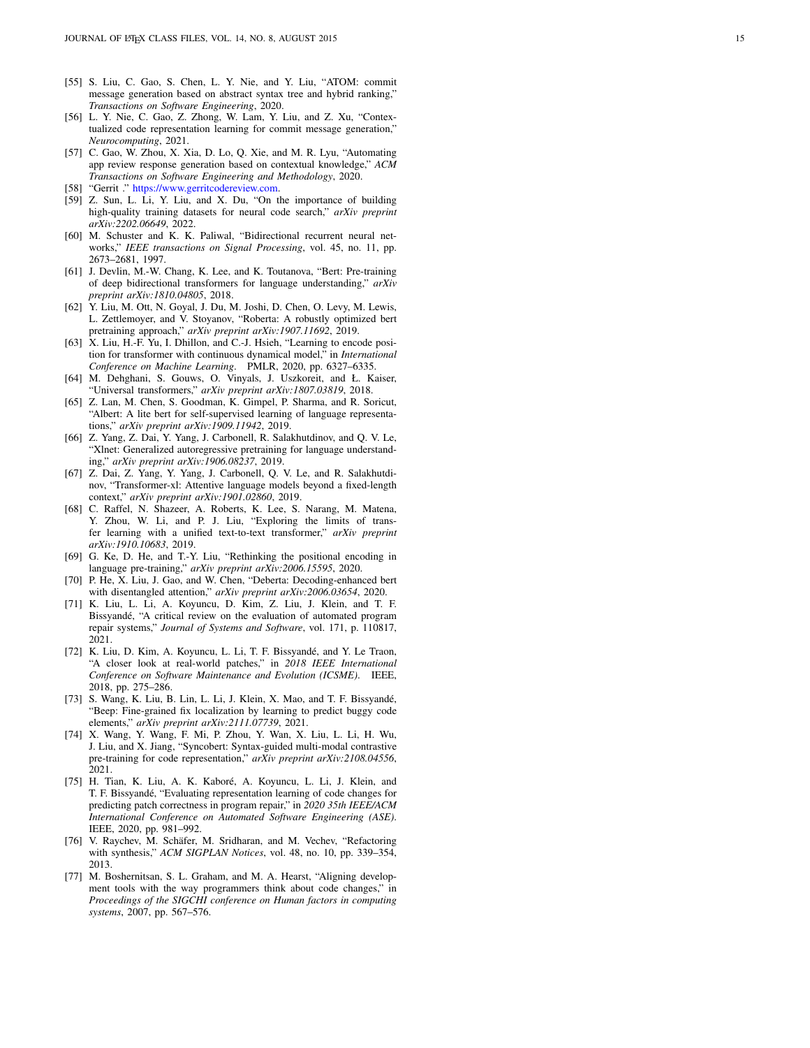[55] S. Liu, C. Gao, S. Chen, L. Y. Nie, and Y. Liu, "ATOM: commit message generation based on abstract syntax tree and hybrid ranking," *Transactions on Software Engineering*, 2020.

[56] L. Y. Nie, C. Gao, Z. Zhong, W. Lam, Y. Liu, and Z. Xu, "Contextualized code representation learning for commit message generation," *Neurocomputing*, 2021.

[57] C. Gao, W. Zhou, X. Xia, D. Lo, Q. Xie, and M. R. Lyu, "Automating app review response generation based on contextual knowledge," *ACM Transactions on Software Engineering and Methodology*, 2020.

[58] "Gerrit ." https://www.gerritcodereview.com.

[59] Z. Sun, L. Li, Y. Liu, and X. Du, "On the importance of building high-quality training datasets for neural code search," *arXiv preprint arXiv:2202.06649*, 2022.

[60] M. Schuster and K. K. Paliwal, "Bidirectional recurrent neural networks," *IEEE transactions on Signal Processing*, vol. 45, no. 11, pp. 2673–2681, 1997.

[61] J. Devlin, M.-W. Chang, K. Lee, and K. Toutanova, "Bert: Pre-training of deep bidirectional transformers for language understanding," *arXiv preprint arXiv:1810.04805*, 2018.

[62] Y. Liu, M. Ott, N. Goyal, J. Du, M. Joshi, D. Chen, O. Levy, M. Lewis, L. Zettlemoyer, and V. Stoyanov, "Roberta: A robustly optimized bert pretraining approach," *arXiv preprint arXiv:1907.11692*, 2019.

[63] X. Liu, H.-F. Yu, I. Dhillon, and C.-J. Hsieh, "Learning to encode position for transformer with continuous dynamical model," in *International Conference on Machine Learning*. PMLR, 2020, pp. 6327–6335.

[64] M. Dehghani, S. Gouws, O. Vinyals, J. Uszkoreit, and Ł. Kaiser, "Universal transformers," *arXiv preprint arXiv:1807.03819*, 2018.

[65] Z. Lan, M. Chen, S. Goodman, K. Gimpel, P. Sharma, and R. Soricut, "Albert: A lite bert for self-supervised learning of language representations," *arXiv preprint arXiv:1909.11942*, 2019.

[66] Z. Yang, Z. Dai, Y. Yang, J. Carbonell, R. Salakhutdinov, and Q. V. Le, "Xlnet: Generalized autoregressive pretraining for language understanding," *arXiv preprint arXiv:1906.08237*, 2019.

[67] Z. Dai, Z. Yang, Y. Yang, J. Carbonell, Q. V. Le, and R. Salakhutdinov, "Transformer-xl: Attentive language models beyond a fixed-length context," *arXiv preprint arXiv:1901.02860*, 2019.

[68] C. Raffel, N. Shazeer, A. Roberts, K. Lee, S. Narang, M. Matena, Y. Zhou, W. Li, and P. J. Liu, "Exploring the limits of transfer learning with a unified text-to-text transformer," *arXiv preprint arXiv:1910.10683*, 2019.

[69] G. Ke, D. He, and T.-Y. Liu, "Rethinking the positional encoding in language pre-training," *arXiv preprint arXiv:2006.15595*, 2020.

[70] P. He, X. Liu, J. Gao, and W. Chen, "Deberta: Decoding-enhanced bert with disentangled attention," *arXiv preprint arXiv:2006.03654*, 2020.

[71] K. Liu, L. Li, A. Koyuncu, D. Kim, Z. Liu, J. Klein, and T. F. Bissyandé, "A critical review on the evaluation of automated program repair systems," *Journal of Systems and Software*, vol. 171, p. 110817, 2021.

[72] K. Liu, D. Kim, A. Koyuncu, L. Li, T. F. Bissyandé, and Y. Le Traon, "A closer look at real-world patches," in *2018 IEEE International Conference on Software Maintenance and Evolution (ICSME)*. IEEE, 2018, pp. 275–286.

[73] S. Wang, K. Liu, B. Lin, L. Li, J. Klein, X. Mao, and T. F. Bissyandé, "Beep: Fine-grained fix localization by learning to predict buggy code elements," *arXiv preprint arXiv:2111.07739*, 2021.

[74] X. Wang, Y. Wang, F. Mi, P. Zhou, Y. Wan, X. Liu, L. Li, H. Wu, J. Liu, and X. Jiang, "Syncobert: Syntax-guided multi-modal contrastive pre-training for code representation," *arXiv preprint arXiv:2108.04556*, 2021.

[75] H. Tian, K. Liu, A. K. Kaboré, A. Koyuncu, L. Li, J. Klein, and T. F. Bissyandé, "Evaluating representation learning of code changes for predicting patch correctness in program repair," in *2020 35th IEEE/ACM International Conference on Automated Software Engineering (ASE)*. IEEE, 2020, pp. 981–992.

[76] V. Raychev, M. Schäfer, M. Sridharan, and M. Vechev, "Refactoring with synthesis," *ACM SIGPLAN Notices*, vol. 48, no. 10, pp. 339–354, 2013.

[77] M. Boshernitsan, S. L. Graham, and M. A. Hearst, "Aligning development tools with the way programmers think about code changes," in *Proceedings of the SIGCHI conference on Human factors in computing systems*, 2007, pp. 567–576.